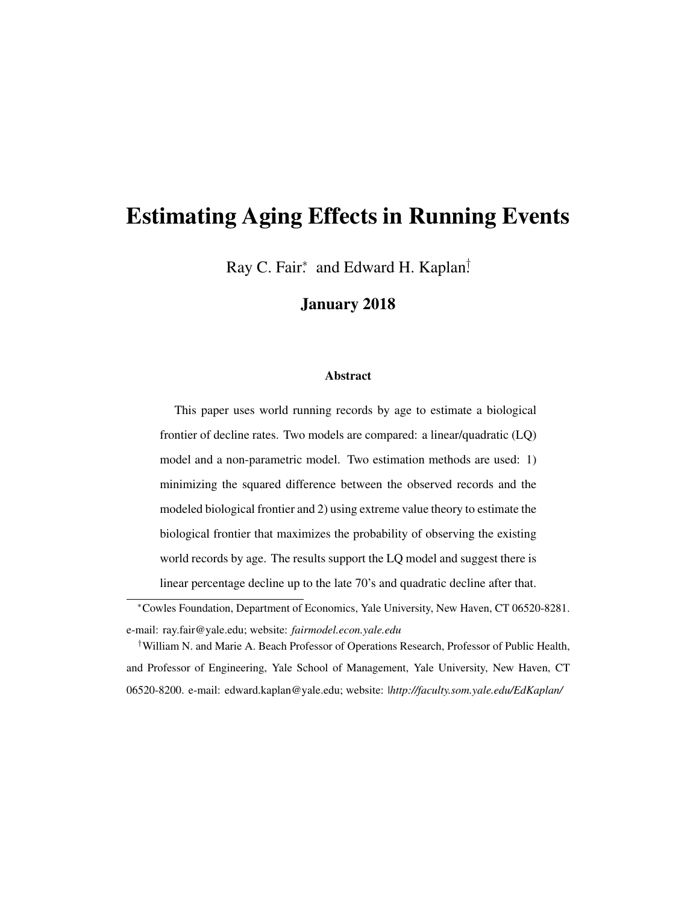# Estimating Aging Effects in Running Events

Ray C. Fair* and Edward H. Kaplan†

**January 2018**

### Abstract

This paper uses world running records by age to estimate a biological frontier of decline rates. Two models are compared: a linear/quadratic (LQ) model and a non-parametric model. Two estimation methods are used: 1) minimizing the squared difference between the observed records and the modeled biological frontier and 2) using extreme value theory to estimate the biological frontier that maximizes the probability of observing the existing world records by age. The results support the LQ model and suggest there is linear percentage decline up to the late 70's and quadratic decline after that.

---

*Cowles Foundation, Department of Economics, Yale University, New Haven, CT 06520-8281. e-mail: ray.fair@yale.edu; website: *fairmodel.econ.yale.edu*

†William N. and Marie A. Beach Professor of Operations Research, Professor of Public Health, and Professor of Engineering, Yale School of Management, Yale University, New Haven, CT 06520-8200. e-mail: edward.kaplan@yale.edu; website: *http://faculty.som.yale.edu/EdKaplan/*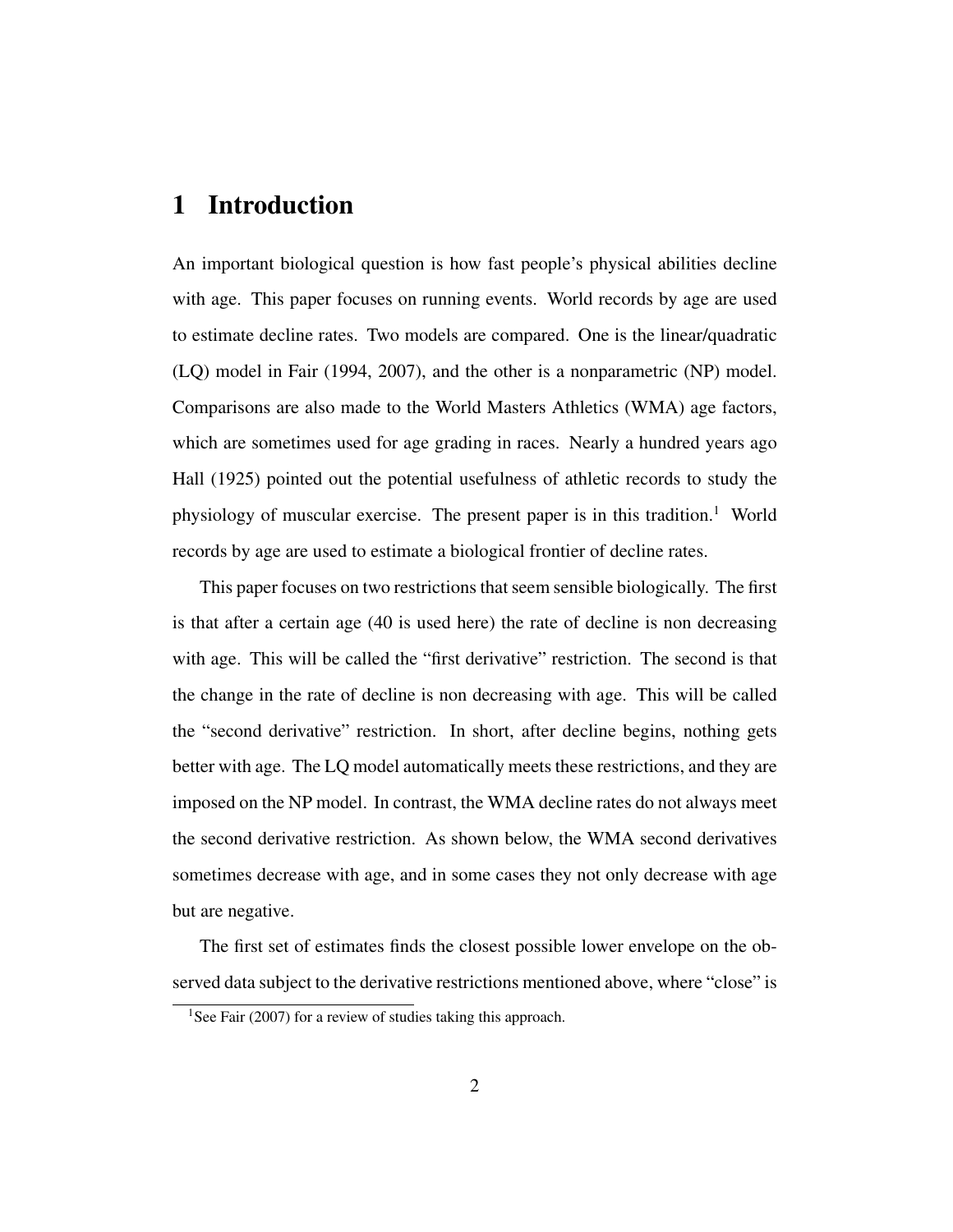# 1 Introduction

An important biological question is how fast people's physical abilities decline with age. This paper focuses on running events. World records by age are used to estimate decline rates. Two models are compared. One is the linear/quadratic (LQ) model in Fair (1994, 2007), and the other is a nonparametric (NP) model. Comparisons are also made to the World Masters Athletics (WMA) age factors, which are sometimes used for age grading in races. Nearly a hundred years ago Hall (1925) pointed out the potential usefulness of athletic records to study the physiology of muscular exercise. The present paper is in this tradition.[1] World records by age are used to estimate a biological frontier of decline rates.

This paper focuses on two restrictions that seem sensible biologically. The first is that after a certain age (40 is used here) the rate of decline is non decreasing with age. This will be called the "first derivative" restriction. The second is that the change in the rate of decline is non decreasing with age. This will be called the "second derivative" restriction. In short, after decline begins, nothing gets better with age. The LQ model automatically meets these restrictions, and they are imposed on the NP model. In contrast, the WMA decline rates do not always meet the second derivative restriction. As shown below, the WMA second derivatives sometimes decrease with age, and in some cases they not only decrease with age but are negative.

The first set of estimates finds the closest possible lower envelope on the observed data subject to the derivative restrictions mentioned above, where "close" is

[1] See Fair (2007) for a review of studies taking this approach.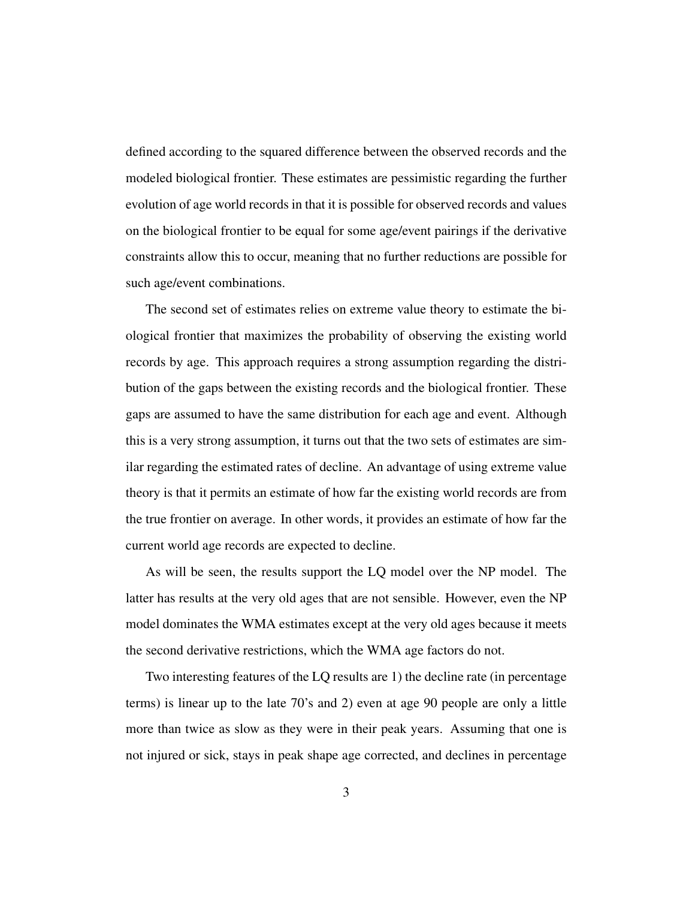defined according to the squared difference between the observed records and the modeled biological frontier. These estimates are pessimistic regarding the further evolution of age world records in that it is possible for observed records and values on the biological frontier to be equal for some age/event pairings if the derivative constraints allow this to occur, meaning that no further reductions are possible for such age/event combinations.

The second set of estimates relies on extreme value theory to estimate the biological frontier that maximizes the probability of observing the existing world records by age. This approach requires a strong assumption regarding the distribution of the gaps between the existing records and the biological frontier. These gaps are assumed to have the same distribution for each age and event. Although this is a very strong assumption, it turns out that the two sets of estimates are similar regarding the estimated rates of decline. An advantage of using extreme value theory is that it permits an estimate of how far the existing world records are from the true frontier on average. In other words, it provides an estimate of how far the current world age records are expected to decline.

As will be seen, the results support the LQ model over the NP model. The latter has results at the very old ages that are not sensible. However, even the NP model dominates the WMA estimates except at the very old ages because it meets the second derivative restrictions, which the WMA age factors do not.

Two interesting features of the LQ results are 1) the decline rate (in percentage terms) is linear up to the late 70's and 2) even at age 90 people are only a little more than twice as slow as they were in their peak years. Assuming that one is not injured or sick, stays in peak shape age corrected, and declines in percentage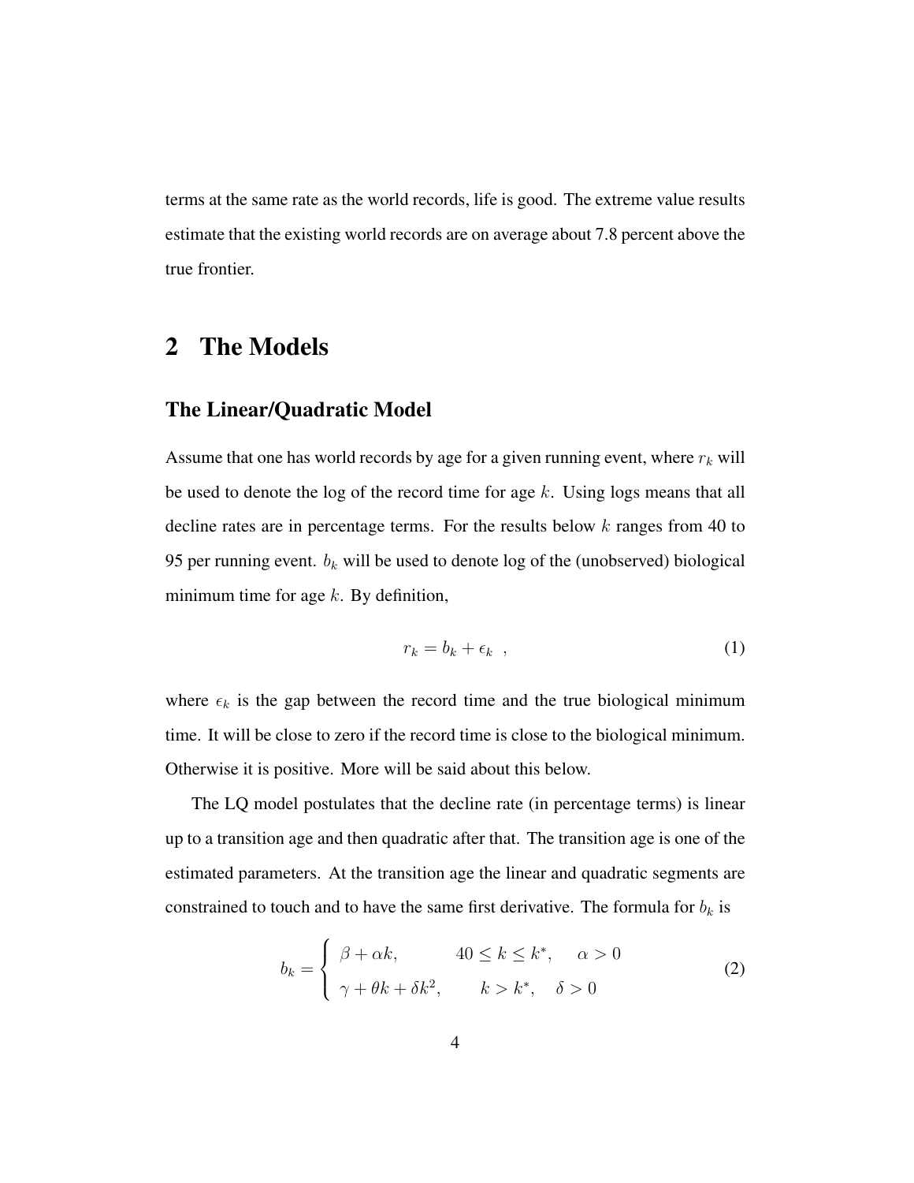terms at the same rate as the world records, life is good. The extreme value results estimate that the existing world records are on average about 7.8 percent above the true frontier.

# 2 The Models

## The Linear/Quadratic Model

Assume that one has world records by age for a given running event, where $r_k$ will be used to denote the log of the record time for age $k$. Using logs means that all decline rates are in percentage terms. For the results below $k$ ranges from 40 to 95 per running event. $b_k$ will be used to denote log of the (unobserved) biological minimum time for age $k$. By definition,

$$r_k = b_k + \epsilon_k \ , \tag{1}$$

where $\epsilon_k$ is the gap between the record time and the true biological minimum time. It will be close to zero if the record time is close to the biological minimum. Otherwise it is positive. More will be said about this below.

The LQ model postulates that the decline rate (in percentage terms) is linear up to a transition age and then quadratic after that. The transition age is one of the estimated parameters. At the transition age the linear and quadratic segments are constrained to touch and to have the same first derivative. The formula for $b_k$ is

$$b_k = \begin{cases} \beta + \alpha k, & 40 \leq k \leq k^*, \quad \alpha > 0 \\ \gamma + \theta k + \delta k^2, & k > k^*, \quad \delta > 0 \end{cases} \tag{2}$$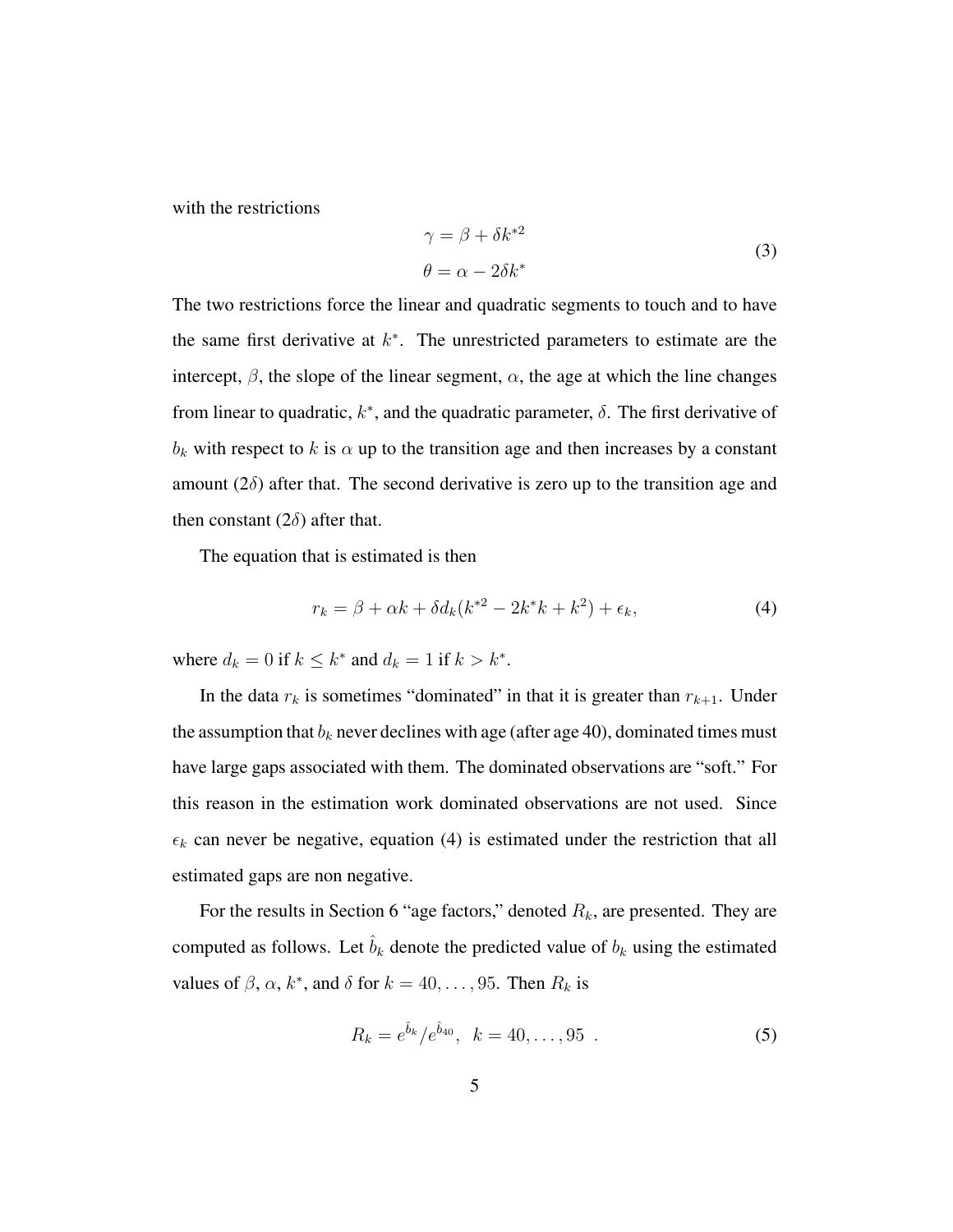with the restrictions

$$
\begin{aligned}
\gamma &= \beta + \delta k^{*2} \\
\theta &= \alpha - 2\delta k^{*}
\end{aligned}
\tag{3}
$$

The two restrictions force the linear and quadratic segments to touch and to have the same first derivative at $k^*$. The unrestricted parameters to estimate are the intercept, $\beta$, the slope of the linear segment, $\alpha$, the age at which the line changes from linear to quadratic, $k^*$, and the quadratic parameter, $\delta$. The first derivative of $b_k$ with respect to $k$ is $\alpha$ up to the transition age and then increases by a constant amount ($2\delta$) after that. The second derivative is zero up to the transition age and then constant ($2\delta$) after that.

The equation that is estimated is then

$$
r_k = \beta + \alpha k + \delta d_k (k^{*2} - 2k^* k + k^2) + \epsilon_k, \tag{4}
$$

where $d_k = 0$ if $k \leq k^*$ and $d_k = 1$ if $k > k^*$.

In the data $r_k$ is sometimes "dominated" in that it is greater than $r_{k+1}$. Under the assumption that $b_k$ never declines with age (after age 40), dominated times must have large gaps associated with them. The dominated observations are "soft." For this reason in the estimation work dominated observations are not used. Since $\epsilon_k$ can never be negative, equation (4) is estimated under the restriction that all estimated gaps are non negative.

For the results in Section 6 "age factors," denoted $R_k$, are presented. They are computed as follows. Let $\hat{b}_k$ denote the predicted value of $b_k$ using the estimated values of $\beta$, $\alpha$, $k^*$, and $\delta$ for $k = 40, \ldots, 95$. Then $R_k$ is

$$
R_k = e^{\hat{b}_k} / e^{\hat{b}_{40}}, \;\; k = 40, \ldots, 95 \;\; . \tag{5}
$$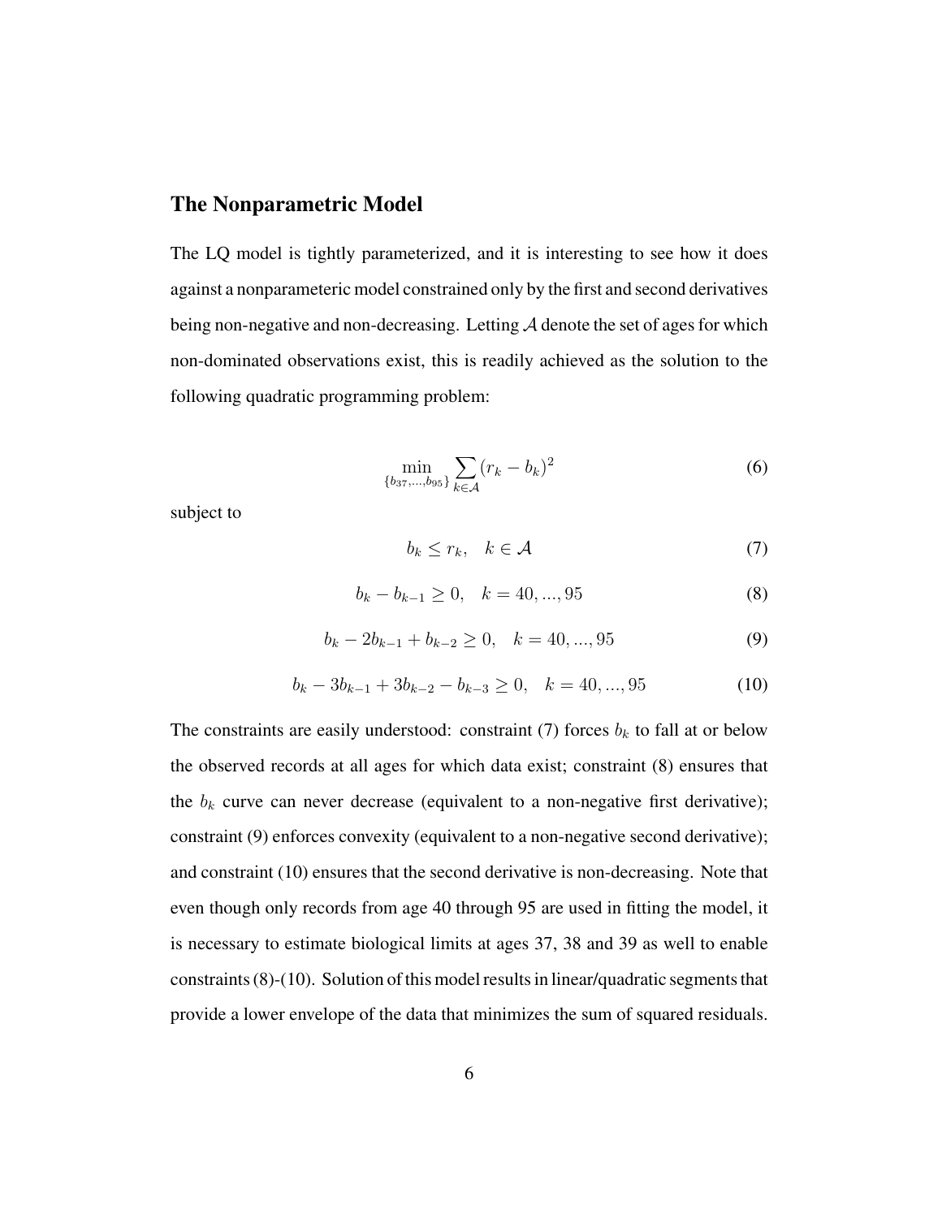## The Nonparametric Model

The LQ model is tightly parameterized, and it is interesting to see how it does against a nonparameteric model constrained only by the first and second derivatives being non-negative and non-decreasing. Letting $\mathcal{A}$ denote the set of ages for which non-dominated observations exist, this is readily achieved as the solution to the following quadratic programming problem:

$$\min_{\{b_{37},\ldots,b_{95}\}} \sum_{k \in \mathcal{A}} (r_k - b_k)^2 \tag{6}$$

subject to

$$b_k \leq r_k, \quad k \in \mathcal{A} \tag{7}$$

$$b_k - b_{k-1} \geq 0, \quad k = 40, \ldots, 95 \tag{8}$$

$$b_k - 2b_{k-1} + b_{k-2} \geq 0, \quad k = 40, \ldots, 95 \tag{9}$$

$$b_k - 3b_{k-1} + 3b_{k-2} - b_{k-3} \geq 0, \quad k = 40, \ldots, 95 \tag{10}$$

The constraints are easily understood: constraint (7) forces $b_k$ to fall at or below the observed records at all ages for which data exist; constraint (8) ensures that the $b_k$ curve can never decrease (equivalent to a non-negative first derivative); constraint (9) enforces convexity (equivalent to a non-negative second derivative); and constraint (10) ensures that the second derivative is non-decreasing. Note that even though only records from age 40 through 95 are used in fitting the model, it is necessary to estimate biological limits at ages 37, 38 and 39 as well to enable constraints (8)-(10). Solution of this model results in linear/quadratic segments that provide a lower envelope of the data that minimizes the sum of squared residuals.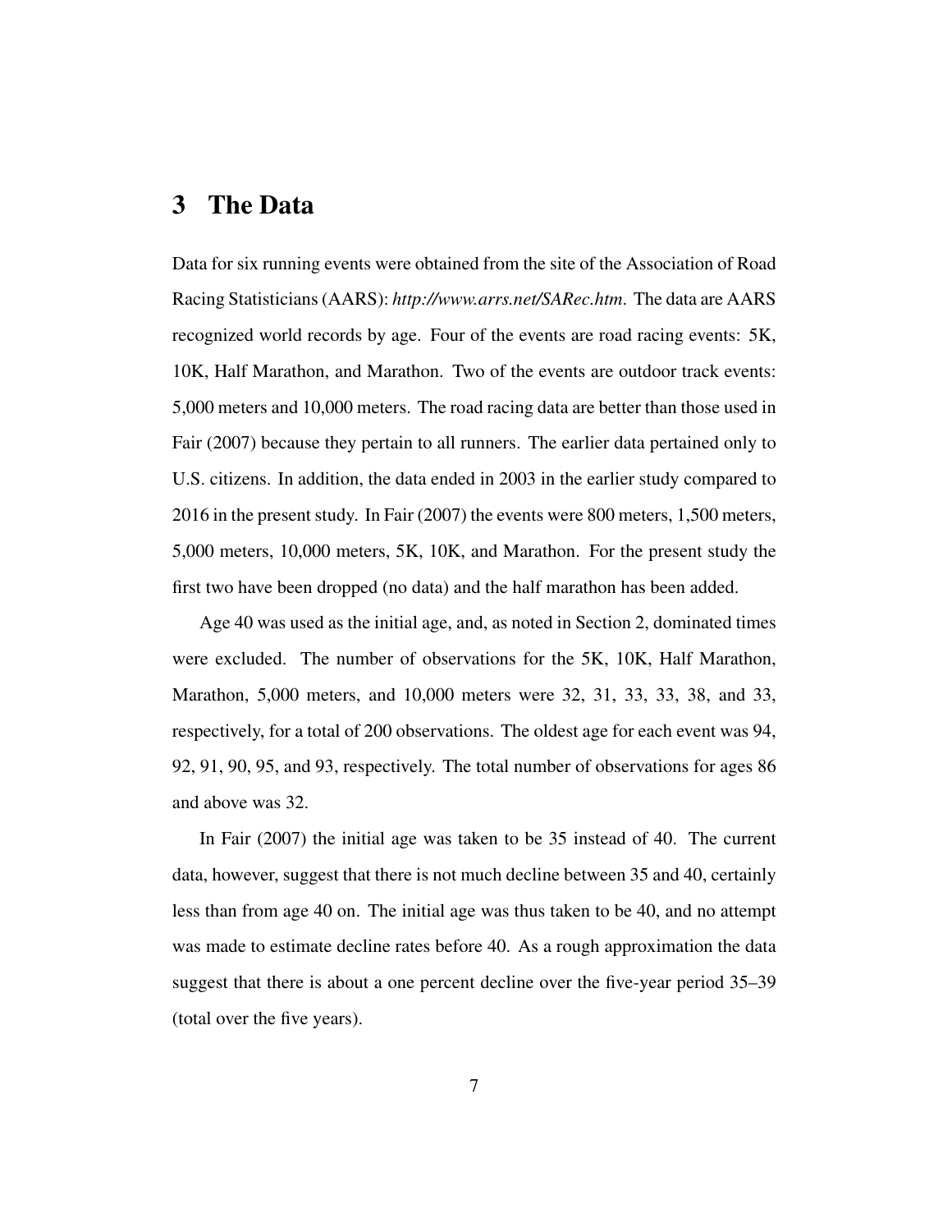# 3 The Data

Data for six running events were obtained from the site of the Association of Road Racing Statisticians (AARS): *http://www.arrs.net/SARec.htm*. The data are AARS recognized world records by age. Four of the events are road racing events: 5K, 10K, Half Marathon, and Marathon. Two of the events are outdoor track events: 5,000 meters and 10,000 meters. The road racing data are better than those used in Fair (2007) because they pertain to all runners. The earlier data pertained only to U.S. citizens. In addition, the data ended in 2003 in the earlier study compared to 2016 in the present study. In Fair (2007) the events were 800 meters, 1,500 meters, 5,000 meters, 10,000 meters, 5K, 10K, and Marathon. For the present study the first two have been dropped (no data) and the half marathon has been added.

Age 40 was used as the initial age, and, as noted in Section 2, dominated times were excluded. The number of observations for the 5K, 10K, Half Marathon, Marathon, 5,000 meters, and 10,000 meters were 32, 31, 33, 33, 38, and 33, respectively, for a total of 200 observations. The oldest age for each event was 94, 92, 91, 90, 95, and 93, respectively. The total number of observations for ages 86 and above was 32.

In Fair (2007) the initial age was taken to be 35 instead of 40. The current data, however, suggest that there is not much decline between 35 and 40, certainly less than from age 40 on. The initial age was thus taken to be 40, and no attempt was made to estimate decline rates before 40. As a rough approximation the data suggest that there is about a one percent decline over the five-year period 35–39 (total over the five years).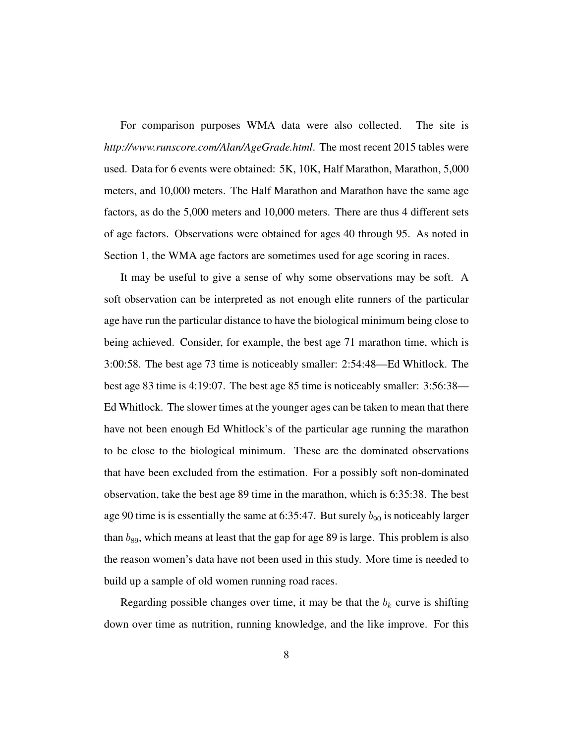For comparison purposes WMA data were also collected. The site is *http://www.runscore.com/Alan/AgeGrade.html*. The most recent 2015 tables were used. Data for 6 events were obtained: 5K, 10K, Half Marathon, Marathon, 5,000 meters, and 10,000 meters. The Half Marathon and Marathon have the same age factors, as do the 5,000 meters and 10,000 meters. There are thus 4 different sets of age factors. Observations were obtained for ages 40 through 95. As noted in Section 1, the WMA age factors are sometimes used for age scoring in races.

It may be useful to give a sense of why some observations may be soft. A soft observation can be interpreted as not enough elite runners of the particular age have run the particular distance to have the biological minimum being close to being achieved. Consider, for example, the best age 71 marathon time, which is 3:00:58. The best age 73 time is noticeably smaller: 2:54:48—Ed Whitlock. The best age 83 time is 4:19:07. The best age 85 time is noticeably smaller: 3:56:38—Ed Whitlock. The slower times at the younger ages can be taken to mean that there have not been enough Ed Whitlock's of the particular age running the marathon to be close to the biological minimum. These are the dominated observations that have been excluded from the estimation. For a possibly soft non-dominated observation, take the best age 89 time in the marathon, which is 6:35:38. The best age 90 time is is essentially the same at 6:35:47. But surely $b_{90}$ is noticeably larger than $b_{89}$, which means at least that the gap for age 89 is large. This problem is also the reason women's data have not been used in this study. More time is needed to build up a sample of old women running road races.

Regarding possible changes over time, it may be that the $b_k$ curve is shifting down over time as nutrition, running knowledge, and the like improve. For this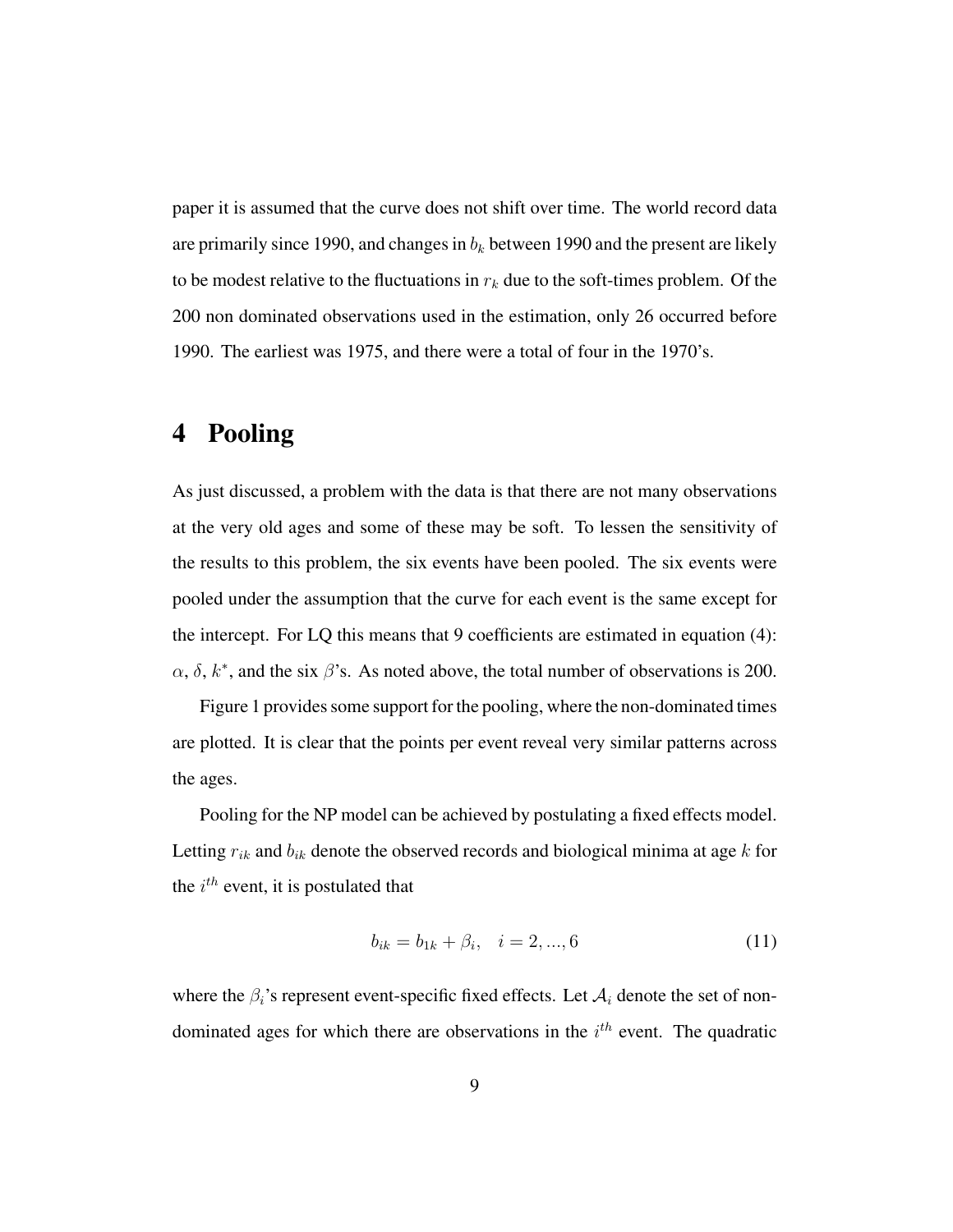paper it is assumed that the curve does not shift over time. The world record data are primarily since 1990, and changes in $b_k$ between 1990 and the present are likely to be modest relative to the fluctuations in $r_k$ due to the soft-times problem. Of the 200 non dominated observations used in the estimation, only 26 occurred before 1990. The earliest was 1975, and there were a total of four in the 1970's.

# 4 Pooling

As just discussed, a problem with the data is that there are not many observations at the very old ages and some of these may be soft. To lessen the sensitivity of the results to this problem, the six events have been pooled. The six events were pooled under the assumption that the curve for each event is the same except for the intercept. For LQ this means that 9 coefficients are estimated in equation (4): $\alpha$, $\delta$, $k^*$, and the six $\beta$'s. As noted above, the total number of observations is 200.

Figure 1 provides some support for the pooling, where the non-dominated times are plotted. It is clear that the points per event reveal very similar patterns across the ages.

Pooling for the NP model can be achieved by postulating a fixed effects model. Letting $r_{ik}$ and $b_{ik}$ denote the observed records and biological minima at age $k$ for the $i^{th}$ event, it is postulated that

$$b_{ik} = b_{1k} + \beta_i, \quad i = 2, ..., 6 \tag{11}$$

where the $\beta_i$'s represent event-specific fixed effects. Let $\mathcal{A}_i$ denote the set of non-dominated ages for which there are observations in the $i^{th}$ event. The quadratic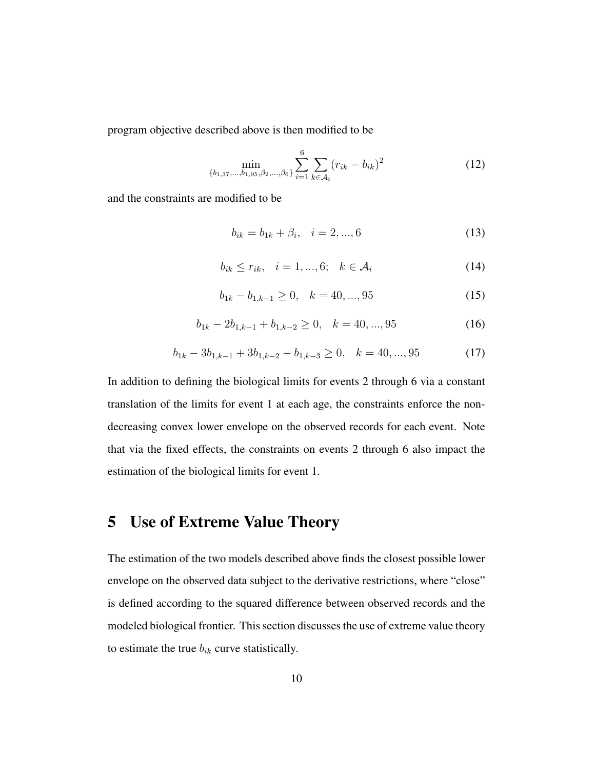program objective described above is then modified to be

$$\min_{\{b_{1,37},...,b_{1,95},\beta_2,...,\beta_6\}} \sum_{i=1}^{6} \sum_{k \in \mathcal{A}_i} (r_{ik} - b_{ik})^2 \tag{12}$$

and the constraints are modified to be

$$b_{ik} = b_{1k} + \beta_i, \quad i = 2, ..., 6 \tag{13}$$

$$b_{ik} \leq r_{ik}, \quad i = 1, ..., 6; \quad k \in \mathcal{A}_i \tag{14}$$

$$b_{1k} - b_{1,k-1} \geq 0, \quad k = 40, ..., 95 \tag{15}$$

$$b_{1k} - 2b_{1,k-1} + b_{1,k-2} \geq 0, \quad k = 40, ..., 95 \tag{16}$$

$$b_{1k} - 3b_{1,k-1} + 3b_{1,k-2} - b_{1,k-3} \geq 0, \quad k = 40, ..., 95 \tag{17}$$

In addition to defining the biological limits for events 2 through 6 via a constant translation of the limits for event 1 at each age, the constraints enforce the non-decreasing convex lower envelope on the observed records for each event. Note that via the fixed effects, the constraints on events 2 through 6 also impact the estimation of the biological limits for event 1.

# 5 Use of Extreme Value Theory

The estimation of the two models described above finds the closest possible lower envelope on the observed data subject to the derivative restrictions, where "close" is defined according to the squared difference between observed records and the modeled biological frontier. This section discusses the use of extreme value theory to estimate the true $b_{ik}$ curve statistically.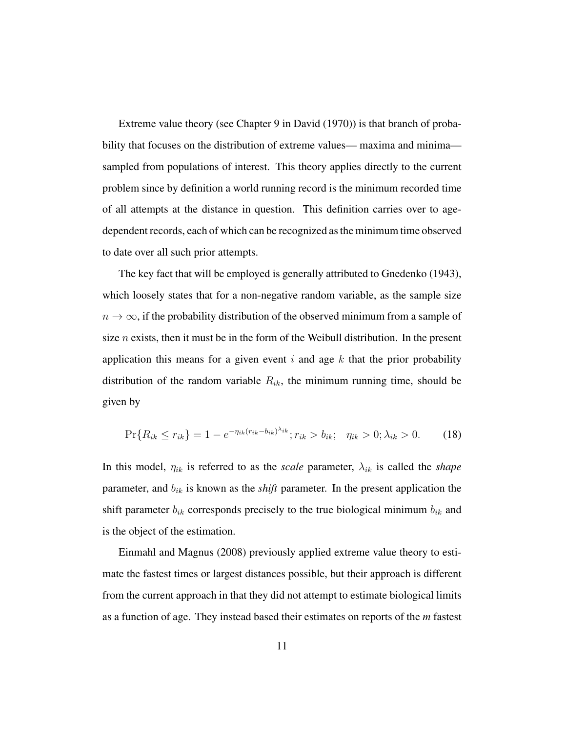Extreme value theory (see Chapter 9 in David (1970)) is that branch of probability that focuses on the distribution of extreme values— maxima and minima— sampled from populations of interest. This theory applies directly to the current problem since by definition a world running record is the minimum recorded time of all attempts at the distance in question. This definition carries over to age-dependent records, each of which can be recognized as the minimum time observed to date over all such prior attempts.

The key fact that will be employed is generally attributed to Gnedenko (1943), which loosely states that for a non-negative random variable, as the sample size $n \to \infty$, if the probability distribution of the observed minimum from a sample of size $n$ exists, then it must be in the form of the Weibull distribution. In the present application this means for a given event $i$ and age $k$ that the prior probability distribution of the random variable $R_{ik}$, the minimum running time, should be given by

$$\Pr\{R_{ik} \leq r_{ik}\} = 1 - e^{-\eta_{ik}(r_{ik}-b_{ik})^{\lambda_{ik}}}; r_{ik} > b_{ik}; \quad \eta_{ik} > 0; \lambda_{ik} > 0. \tag{18}$$

In this model, $\eta_{ik}$ is referred to as the *scale* parameter, $\lambda_{ik}$ is called the *shape* parameter, and $b_{ik}$ is known as the *shift* parameter. In the present application the shift parameter $b_{ik}$ corresponds precisely to the true biological minimum $b_{ik}$ and is the object of the estimation.

Einmahl and Magnus (2008) previously applied extreme value theory to estimate the fastest times or largest distances possible, but their approach is different from the current approach in that they did not attempt to estimate biological limits as a function of age. They instead based their estimates on reports of the *m* fastest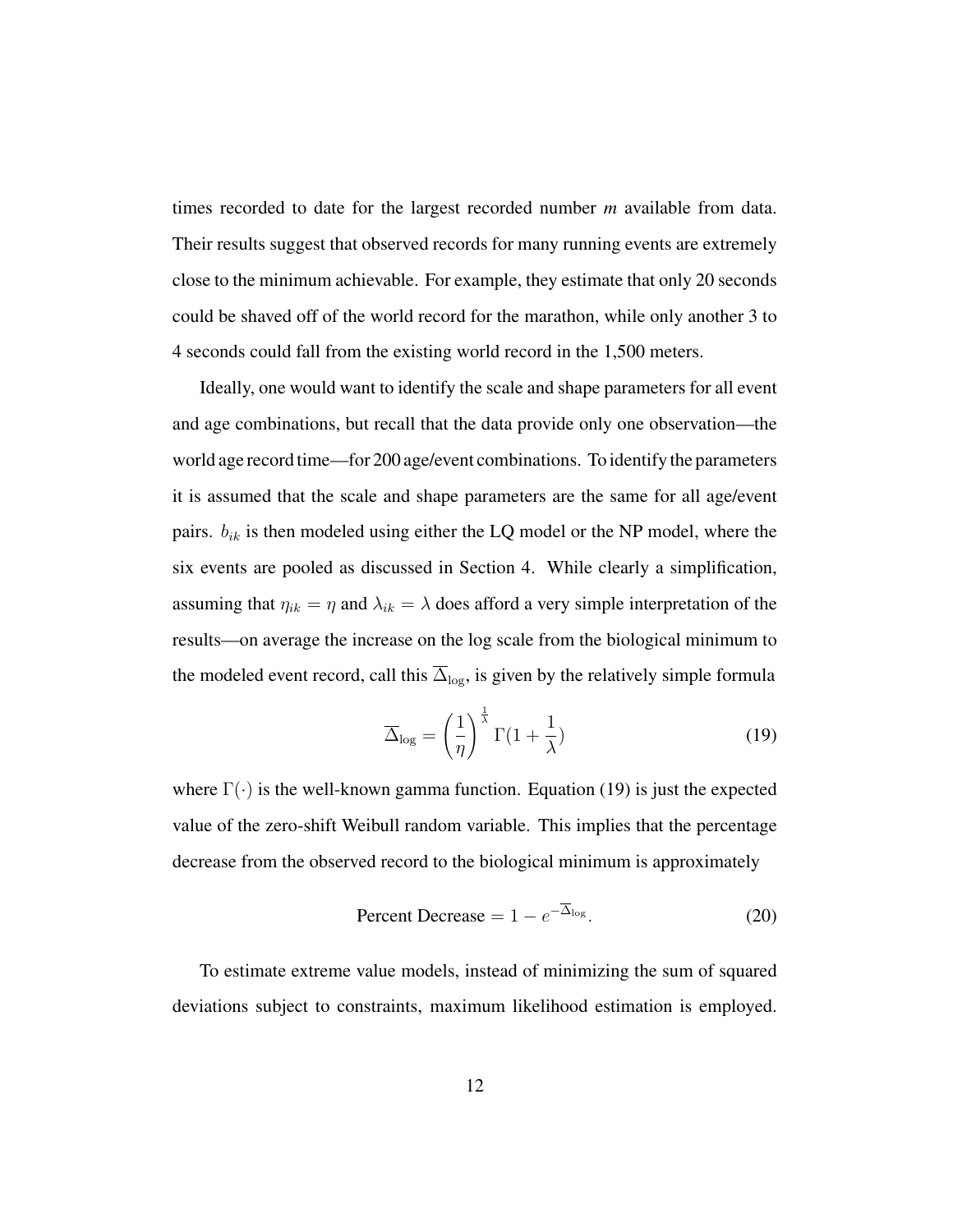times recorded to date for the largest recorded number *m* available from data. Their results suggest that observed records for many running events are extremely close to the minimum achievable. For example, they estimate that only 20 seconds could be shaved off of the world record for the marathon, while only another 3 to 4 seconds could fall from the existing world record in the 1,500 meters.

Ideally, one would want to identify the scale and shape parameters for all event and age combinations, but recall that the data provide only one observation—the world age record time—for 200 age/event combinations. To identify the parameters it is assumed that the scale and shape parameters are the same for all age/event pairs. $b_{ik}$ is then modeled using either the LQ model or the NP model, where the six events are pooled as discussed in Section 4. While clearly a simplification, assuming that $\eta_{ik} = \eta$ and $\lambda_{ik} = \lambda$ does afford a very simple interpretation of the results—on average the increase on the log scale from the biological minimum to the modeled event record, call this $\overline{\Delta}_{\log}$, is given by the relatively simple formula

$$\overline{\Delta}_{\log} = \left(\frac{1}{\eta}\right)^{\frac{1}{\lambda}} \Gamma(1 + \frac{1}{\lambda}) \tag{19}$$

where $\Gamma(\cdot)$ is the well-known gamma function. Equation (19) is just the expected value of the zero-shift Weibull random variable. This implies that the percentage decrease from the observed record to the biological minimum is approximately

$$\text{Percent Decrease} = 1 - e^{-\overline{\Delta}_{\log}}. \tag{20}$$

To estimate extreme value models, instead of minimizing the sum of squared deviations subject to constraints, maximum likelihood estimation is employed.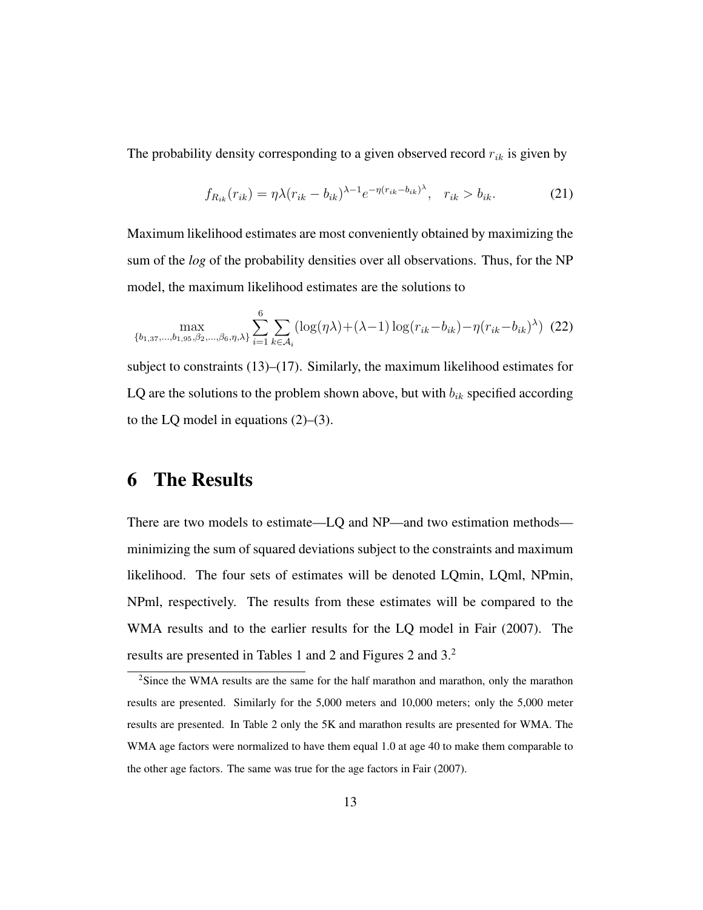The probability density corresponding to a given observed record $r_{ik}$ is given by

$$f_{R_{ik}}(r_{ik}) = \eta\lambda(r_{ik} - b_{ik})^{\lambda-1}e^{-\eta(r_{ik}-b_{ik})^{\lambda}}, \quad r_{ik} > b_{ik}. \tag{21}$$

Maximum likelihood estimates are most conveniently obtained by maximizing the sum of the *log* of the probability densities over all observations. Thus, for the NP model, the maximum likelihood estimates are the solutions to

$$\max_{\{b_{1,37},\ldots,b_{1,95},\beta_2,\ldots,\beta_6,\eta,\lambda\}} \sum_{i=1}^{6} \sum_{k\in\mathcal{A}_i} (\log(\eta\lambda)+(\lambda-1)\log(r_{ik}-b_{ik})-\eta(r_{ik}-b_{ik})^{\lambda}) \tag{22}$$

subject to constraints (13)–(17). Similarly, the maximum likelihood estimates for LQ are the solutions to the problem shown above, but with $b_{ik}$ specified according to the LQ model in equations (2)–(3).

# 6 The Results

There are two models to estimate—LQ and NP—and two estimation methods—minimizing the sum of squared deviations subject to the constraints and maximum likelihood. The four sets of estimates will be denoted LQmin, LQml, NPmin, NPml, respectively. The results from these estimates will be compared to the WMA results and to the earlier results for the LQ model in Fair (2007). The results are presented in Tables 1 and 2 and Figures 2 and 3.[2]

[2] Since the WMA results are the same for the half marathon and marathon, only the marathon results are presented. Similarly for the 5,000 meters and 10,000 meters; only the 5,000 meter results are presented. In Table 2 only the 5K and marathon results are presented for WMA. The WMA age factors were normalized to have them equal 1.0 at age 40 to make them comparable to the other age factors. The same was true for the age factors in Fair (2007).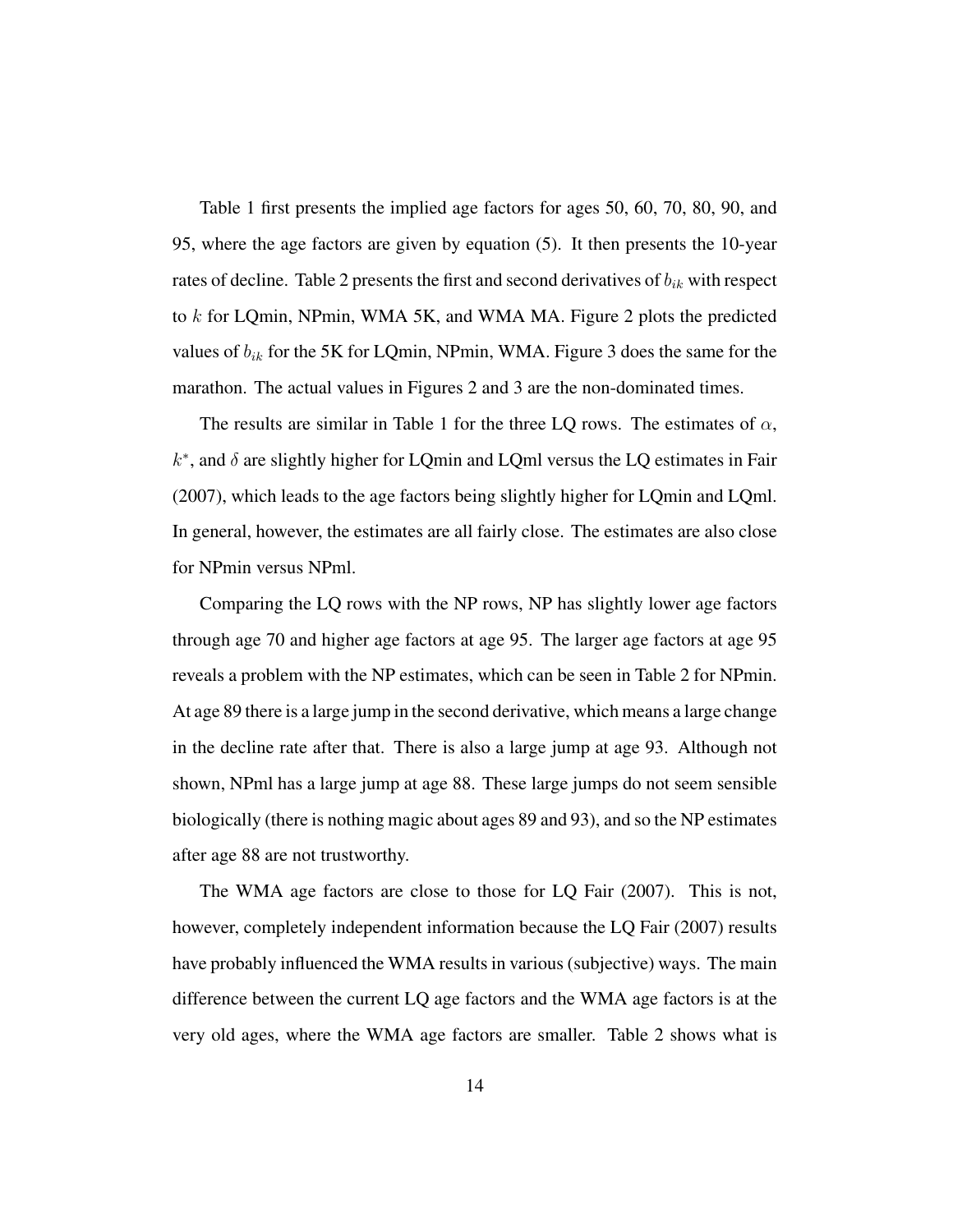Table 1 first presents the implied age factors for ages 50, 60, 70, 80, 90, and 95, where the age factors are given by equation (5). It then presents the 10-year rates of decline. Table 2 presents the first and second derivatives of $b_{ik}$ with respect to $k$ for LQmin, NPmin, WMA 5K, and WMA MA. Figure 2 plots the predicted values of $b_{ik}$ for the 5K for LQmin, NPmin, WMA. Figure 3 does the same for the marathon. The actual values in Figures 2 and 3 are the non-dominated times.

The results are similar in Table 1 for the three LQ rows. The estimates of $\alpha$, $k^*$, and $\delta$ are slightly higher for LQmin and LQml versus the LQ estimates in Fair (2007), which leads to the age factors being slightly higher for LQmin and LQml. In general, however, the estimates are all fairly close. The estimates are also close for NPmin versus NPml.

Comparing the LQ rows with the NP rows, NP has slightly lower age factors through age 70 and higher age factors at age 95. The larger age factors at age 95 reveals a problem with the NP estimates, which can be seen in Table 2 for NPmin. At age 89 there is a large jump in the second derivative, which means a large change in the decline rate after that. There is also a large jump at age 93. Although not shown, NPml has a large jump at age 88. These large jumps do not seem sensible biologically (there is nothing magic about ages 89 and 93), and so the NP estimates after age 88 are not trustworthy.

The WMA age factors are close to those for LQ Fair (2007). This is not, however, completely independent information because the LQ Fair (2007) results have probably influenced the WMA results in various (subjective) ways. The main difference between the current LQ age factors and the WMA age factors is at the very old ages, where the WMA age factors are smaller. Table 2 shows what is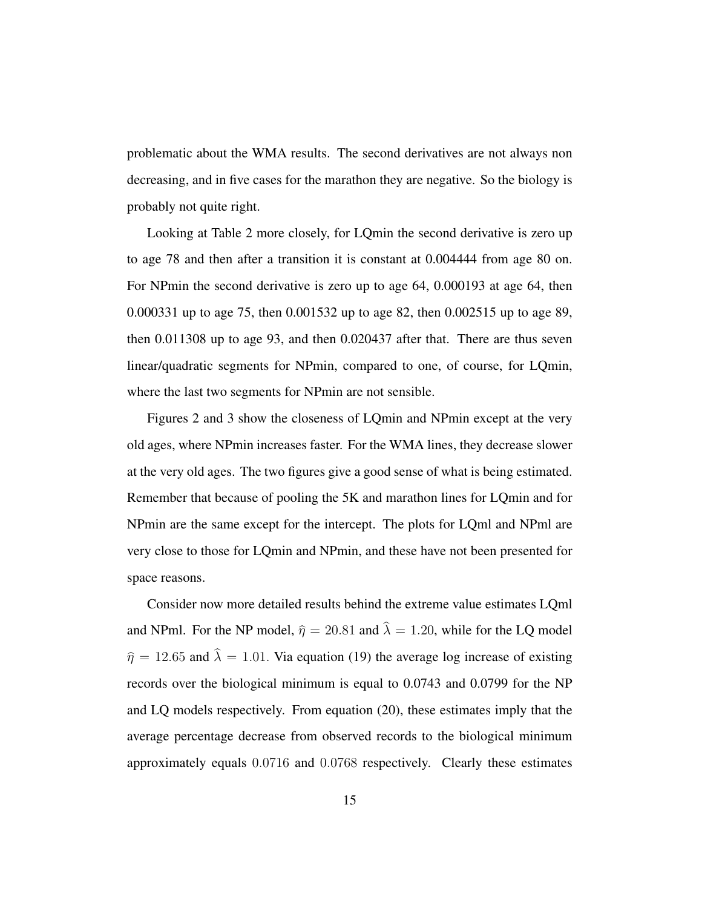problematic about the WMA results. The second derivatives are not always non decreasing, and in five cases for the marathon they are negative. So the biology is probably not quite right.

Looking at Table 2 more closely, for LQmin the second derivative is zero up to age 78 and then after a transition it is constant at 0.004444 from age 80 on. For NPmin the second derivative is zero up to age 64, 0.000193 at age 64, then 0.000331 up to age 75, then 0.001532 up to age 82, then 0.002515 up to age 89, then 0.011308 up to age 93, and then 0.020437 after that. There are thus seven linear/quadratic segments for NPmin, compared to one, of course, for LQmin, where the last two segments for NPmin are not sensible.

Figures 2 and 3 show the closeness of LQmin and NPmin except at the very old ages, where NPmin increases faster. For the WMA lines, they decrease slower at the very old ages. The two figures give a good sense of what is being estimated. Remember that because of pooling the 5K and marathon lines for LQmin and for NPmin are the same except for the intercept. The plots for LQml and NPml are very close to those for LQmin and NPmin, and these have not been presented for space reasons.

Consider now more detailed results behind the extreme value estimates LQml and NPml. For the NP model, $\widehat{\eta} = 20.81$ and $\widehat{\lambda} = 1.20$, while for the LQ model $\widehat{\eta} = 12.65$ and $\widehat{\lambda} = 1.01$. Via equation (19) the average log increase of existing records over the biological minimum is equal to 0.0743 and 0.0799 for the NP and LQ models respectively. From equation (20), these estimates imply that the average percentage decrease from observed records to the biological minimum approximately equals $0.0716$ and $0.0768$ respectively. Clearly these estimates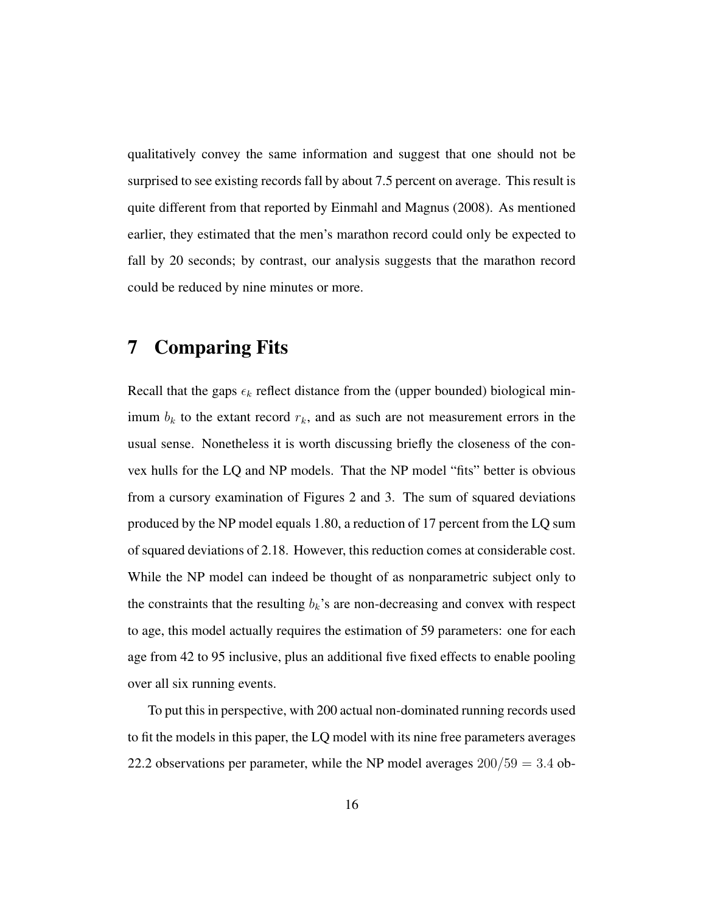qualitatively convey the same information and suggest that one should not be surprised to see existing records fall by about 7.5 percent on average. This result is quite different from that reported by Einmahl and Magnus (2008). As mentioned earlier, they estimated that the men's marathon record could only be expected to fall by 20 seconds; by contrast, our analysis suggests that the marathon record could be reduced by nine minutes or more.

# 7 Comparing Fits

Recall that the gaps $\epsilon_k$ reflect distance from the (upper bounded) biological minimum $b_k$ to the extant record $r_k$, and as such are not measurement errors in the usual sense. Nonetheless it is worth discussing briefly the closeness of the convex hulls for the LQ and NP models. That the NP model "fits" better is obvious from a cursory examination of Figures 2 and 3. The sum of squared deviations produced by the NP model equals 1.80, a reduction of 17 percent from the LQ sum of squared deviations of 2.18. However, this reduction comes at considerable cost. While the NP model can indeed be thought of as nonparametric subject only to the constraints that the resulting $b_k$'s are non-decreasing and convex with respect to age, this model actually requires the estimation of 59 parameters: one for each age from 42 to 95 inclusive, plus an additional five fixed effects to enable pooling over all six running events.

To put this in perspective, with 200 actual non-dominated running records used to fit the models in this paper, the LQ model with its nine free parameters averages 22.2 observations per parameter, while the NP model averages $200/59 = 3.4$ ob-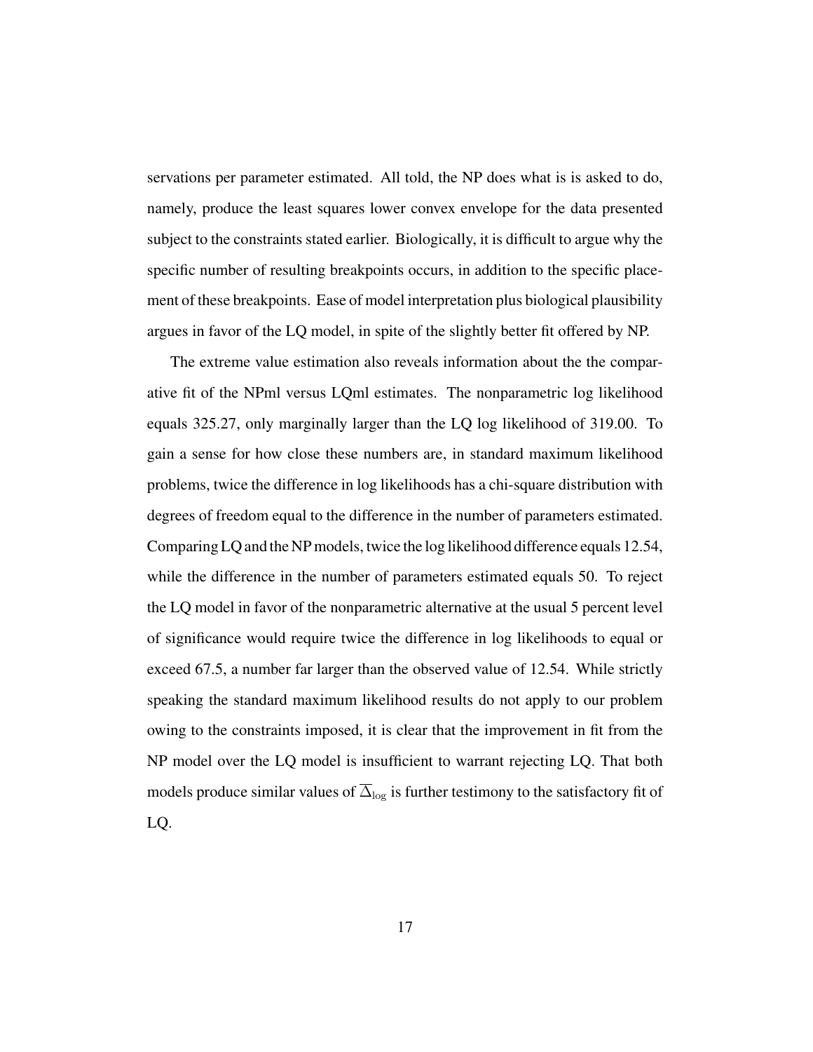servations per parameter estimated. All told, the NP does what is is asked to do, namely, produce the least squares lower convex envelope for the data presented subject to the constraints stated earlier. Biologically, it is difficult to argue why the specific number of resulting breakpoints occurs, in addition to the specific placement of these breakpoints. Ease of model interpretation plus biological plausibility argues in favor of the LQ model, in spite of the slightly better fit offered by NP.

The extreme value estimation also reveals information about the the comparative fit of the NPml versus LQml estimates. The nonparametric log likelihood equals 325.27, only marginally larger than the LQ log likelihood of 319.00. To gain a sense for how close these numbers are, in standard maximum likelihood problems, twice the difference in log likelihoods has a chi-square distribution with degrees of freedom equal to the difference in the number of parameters estimated. Comparing LQ and the NP models, twice the log likelihood difference equals 12.54, while the difference in the number of parameters estimated equals 50. To reject the LQ model in favor of the nonparametric alternative at the usual 5 percent level of significance would require twice the difference in log likelihoods to equal or exceed 67.5, a number far larger than the observed value of 12.54. While strictly speaking the standard maximum likelihood results do not apply to our problem owing to the constraints imposed, it is clear that the improvement in fit from the NP model over the LQ model is insufficient to warrant rejecting LQ. That both models produce similar values of $\overline{\Delta}_{\log}$ is further testimony to the satisfactory fit of LQ.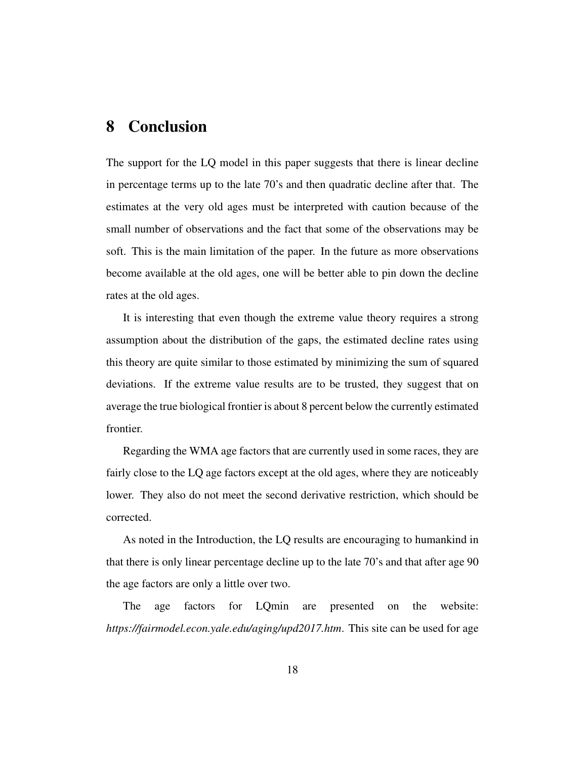## 8 Conclusion

The support for the LQ model in this paper suggests that there is linear decline in percentage terms up to the late 70's and then quadratic decline after that. The estimates at the very old ages must be interpreted with caution because of the small number of observations and the fact that some of the observations may be soft. This is the main limitation of the paper. In the future as more observations become available at the old ages, one will be better able to pin down the decline rates at the old ages.

It is interesting that even though the extreme value theory requires a strong assumption about the distribution of the gaps, the estimated decline rates using this theory are quite similar to those estimated by minimizing the sum of squared deviations. If the extreme value results are to be trusted, they suggest that on average the true biological frontier is about 8 percent below the currently estimated frontier.

Regarding the WMA age factors that are currently used in some races, they are fairly close to the LQ age factors except at the old ages, where they are noticeably lower. They also do not meet the second derivative restriction, which should be corrected.

As noted in the Introduction, the LQ results are encouraging to humankind in that there is only linear percentage decline up to the late 70's and that after age 90 the age factors are only a little over two.

The age factors for LQmin are presented on the website: *https://fairmodel.econ.yale.edu/aging/upd2017.htm*. This site can be used for age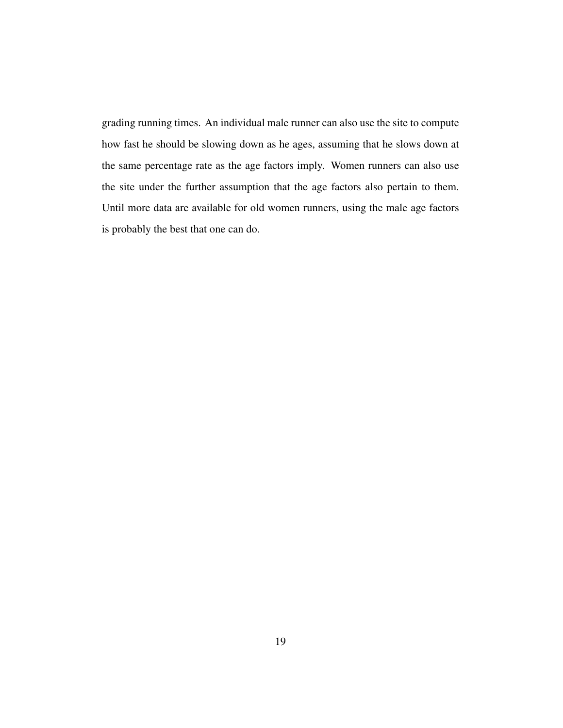grading running times. An individual male runner can also use the site to compute how fast he should be slowing down as he ages, assuming that he slows down at the same percentage rate as the age factors imply. Women runners can also use the site under the further assumption that the age factors also pertain to them. Until more data are available for old women runners, using the male age factors is probably the best that one can do.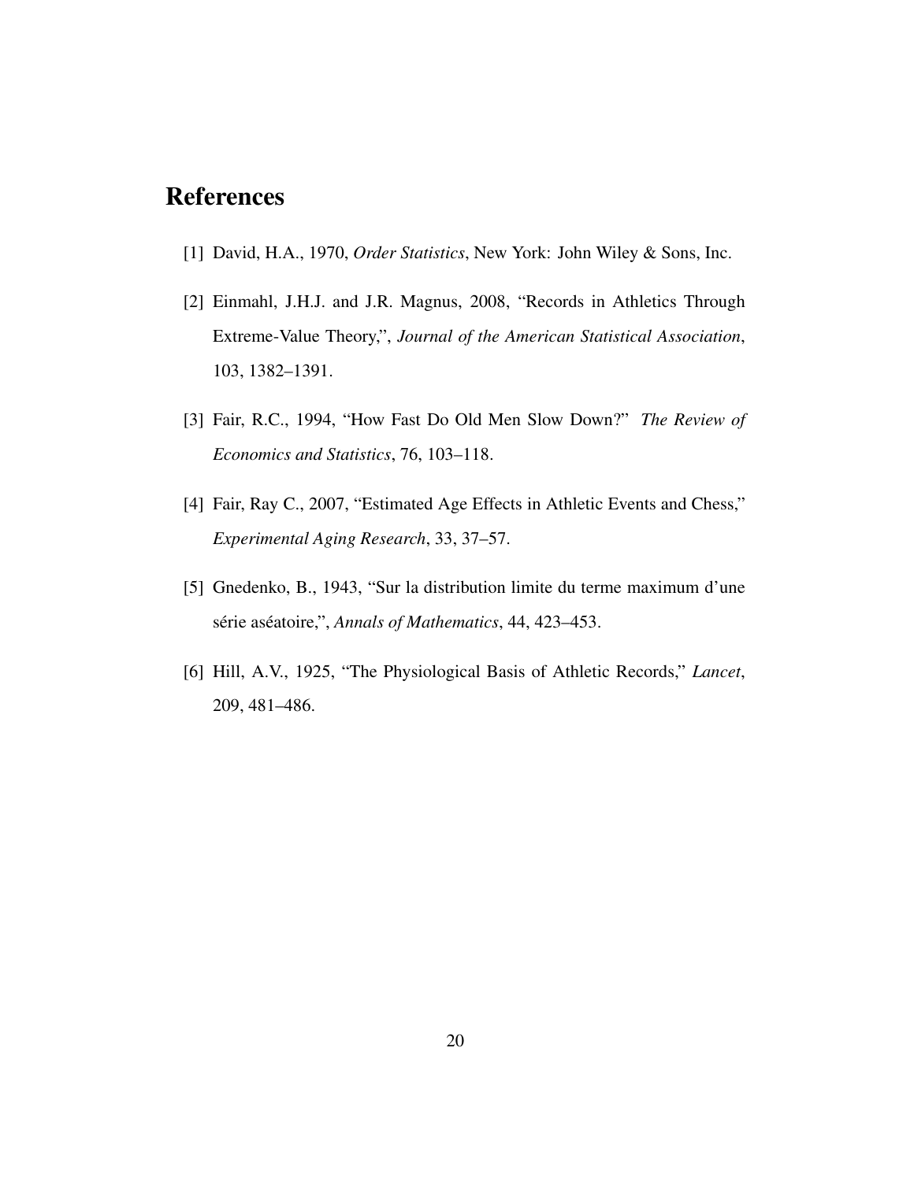# References

[1] David, H.A., 1970, *Order Statistics*, New York: John Wiley & Sons, Inc.

[2] Einmahl, J.H.J. and J.R. Magnus, 2008, "Records in Athletics Through Extreme-Value Theory,", *Journal of the American Statistical Association*, 103, 1382–1391.

[3] Fair, R.C., 1994, "How Fast Do Old Men Slow Down?" *The Review of Economics and Statistics*, 76, 103–118.

[4] Fair, Ray C., 2007, "Estimated Age Effects in Athletic Events and Chess," *Experimental Aging Research*, 33, 37–57.

[5] Gnedenko, B., 1943, "Sur la distribution limite du terme maximum d'une série aséatoire,", *Annals of Mathematics*, 44, 423–453.

[6] Hill, A.V., 1925, "The Physiological Basis of Athletic Records," *Lancet*, 209, 481–486.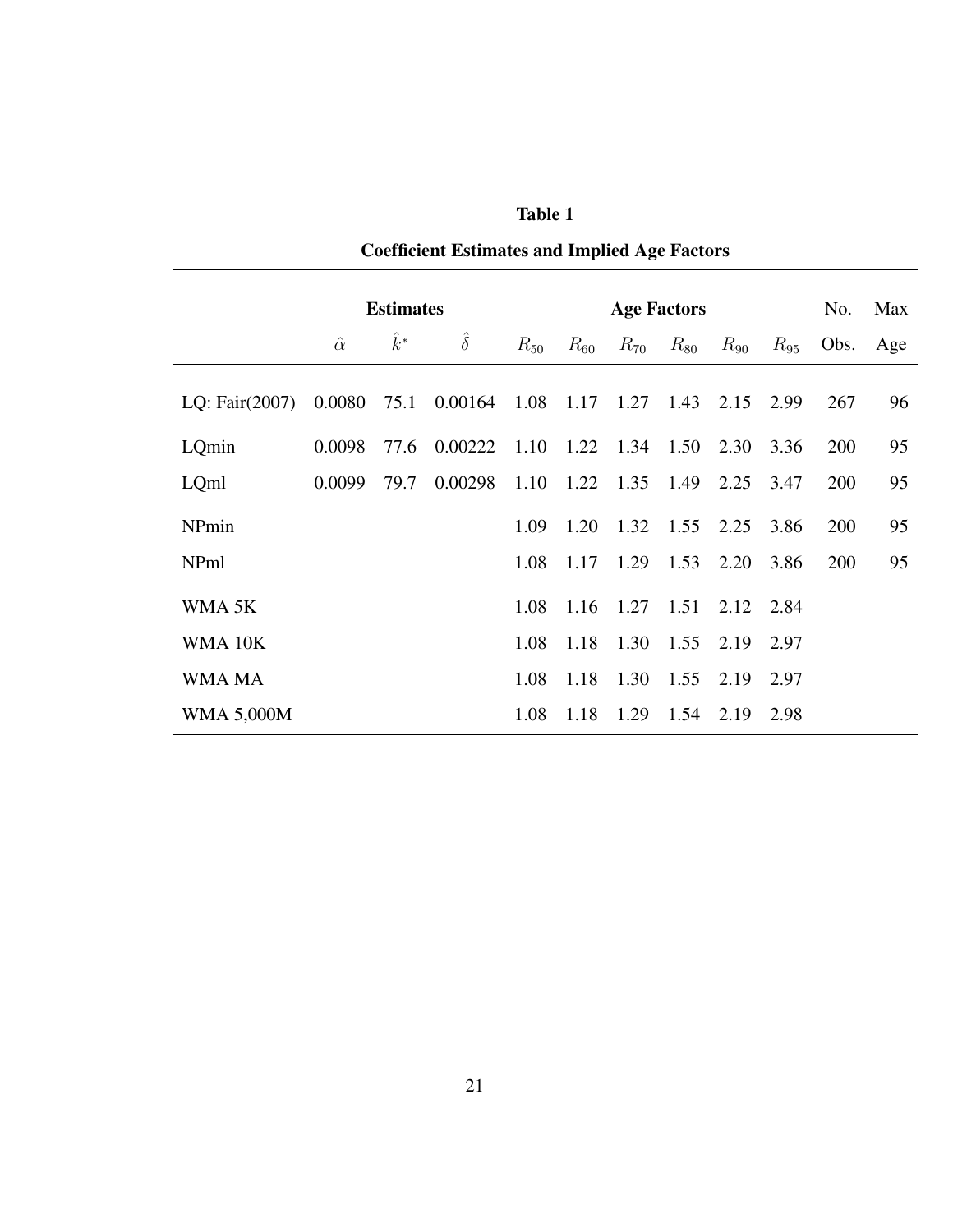**Table 1**

**Coefficient Estimates and Implied Age Factors**

| | **Estimates** | | | **Age Factors** | | | | | | No. | Max |
|---|---|---|---|---|---|---|---|---|---|---|---|
| | $\hat{\alpha}$ | $\hat{k}^*$ | $\hat{\hat{\delta}}$ | $R_{50}$ | $R_{60}$ | $R_{70}$ | $R_{80}$ | $R_{90}$ | $R_{95}$ | Obs. | Age |
| LQ: Fair(2007) | 0.0080 | 75.1 | 0.00164 | 1.08 | 1.17 | 1.27 | 1.43 | 2.15 | 2.99 | 267 | 96 |
| LQmin | 0.0098 | 77.6 | 0.00222 | 1.10 | 1.22 | 1.34 | 1.50 | 2.30 | 3.36 | 200 | 95 |
| LQml | 0.0099 | 79.7 | 0.00298 | 1.10 | 1.22 | 1.35 | 1.49 | 2.25 | 3.47 | 200 | 95 |
| NPmin | | | | 1.09 | 1.20 | 1.32 | 1.55 | 2.25 | 3.86 | 200 | 95 |
| NPml | | | | 1.08 | 1.17 | 1.29 | 1.53 | 2.20 | 3.86 | 200 | 95 |
| WMA 5K | | | | 1.08 | 1.16 | 1.27 | 1.51 | 2.12 | 2.84 | | |
| WMA 10K | | | | 1.08 | 1.18 | 1.30 | 1.55 | 2.19 | 2.97 | | |
| WMA MA | | | | 1.08 | 1.18 | 1.30 | 1.55 | 2.19 | 2.97 | | |
| WMA 5,000M | | | | 1.08 | 1.18 | 1.29 | 1.54 | 2.19 | 2.98 | | |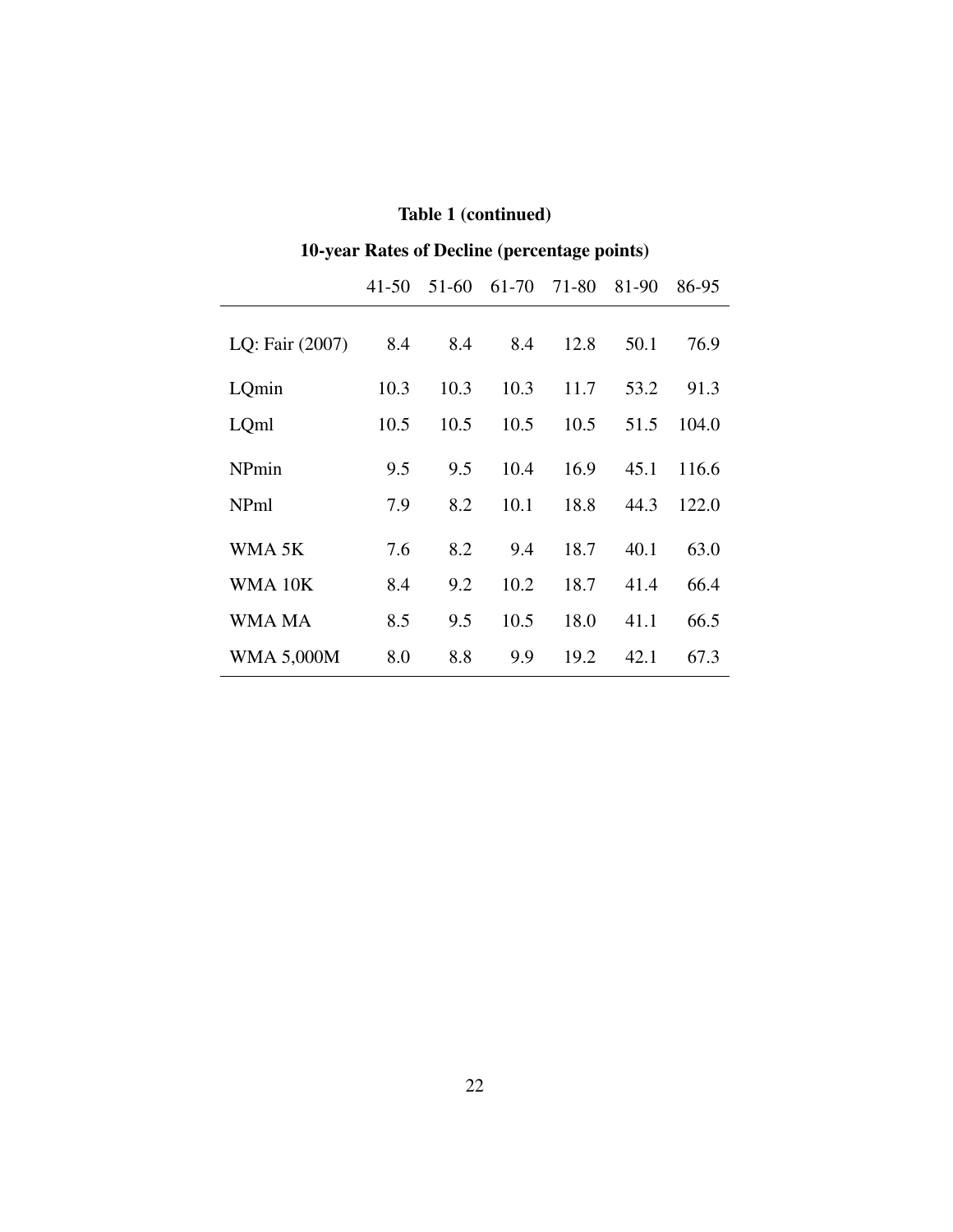**Table 1 (continued)**

**10-year Rates of Decline (percentage points)**

| | 41-50 | 51-60 | 61-70 | 71-80 | 81-90 | 86-95 |
|---|---|---|---|---|---|---|
| LQ: Fair (2007) | 8.4 | 8.4 | 8.4 | 12.8 | 50.1 | 76.9 |
| LQmin | 10.3 | 10.3 | 10.3 | 11.7 | 53.2 | 91.3 |
| LQml | 10.5 | 10.5 | 10.5 | 10.5 | 51.5 | 104.0 |
| NPmin | 9.5 | 9.5 | 10.4 | 16.9 | 45.1 | 116.6 |
| NPml | 7.9 | 8.2 | 10.1 | 18.8 | 44.3 | 122.0 |
| WMA 5K | 7.6 | 8.2 | 9.4 | 18.7 | 40.1 | 63.0 |
| WMA 10K | 8.4 | 9.2 | 10.2 | 18.7 | 41.4 | 66.4 |
| WMA MA | 8.5 | 9.5 | 10.5 | 18.0 | 41.1 | 66.5 |
| WMA 5,000M | 8.0 | 8.8 | 9.9 | 19.2 | 42.1 | 67.3 |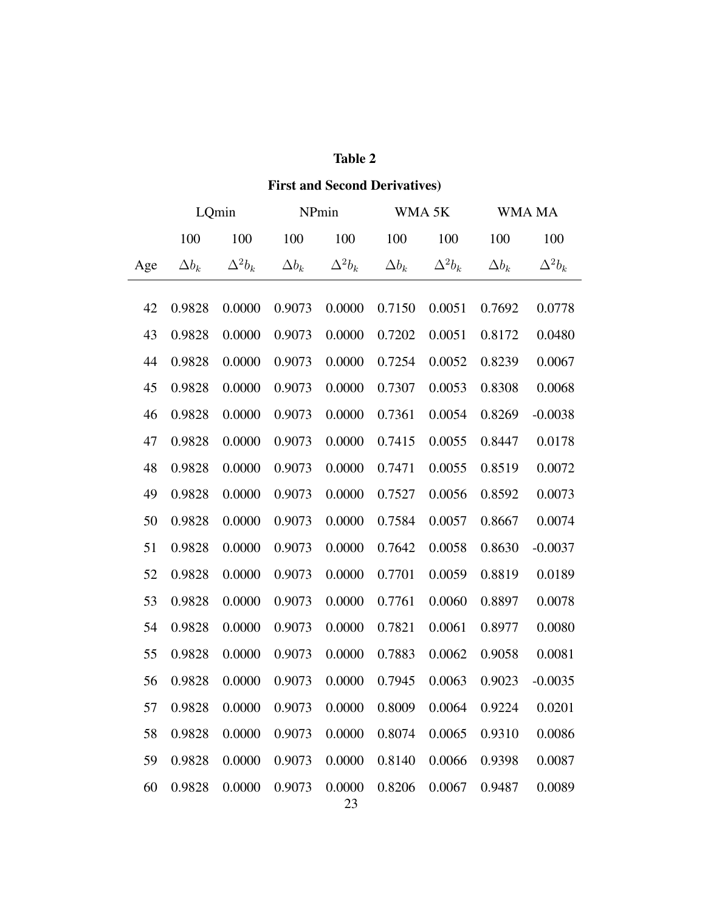**Table 2**

**First and Second Derivatives)**

| | LQmin | | NPmin | | WMA 5K | | WMA MA | |
|---|---|---|---|---|---|---|---|---|
| | 100 | 100 | 100 | 100 | 100 | 100 | 100 | 100 |
| Age | $\Delta b_k$ | $\Delta^2 b_k$ | $\Delta b_k$ | $\Delta^2 b_k$ | $\Delta b_k$ | $\Delta^2 b_k$ | $\Delta b_k$ | $\Delta^2 b_k$ |
| 42 | 0.9828 | 0.0000 | 0.9073 | 0.0000 | 0.7150 | 0.0051 | 0.7692 | 0.0778 |
| 43 | 0.9828 | 0.0000 | 0.9073 | 0.0000 | 0.7202 | 0.0051 | 0.8172 | 0.0480 |
| 44 | 0.9828 | 0.0000 | 0.9073 | 0.0000 | 0.7254 | 0.0052 | 0.8239 | 0.0067 |
| 45 | 0.9828 | 0.0000 | 0.9073 | 0.0000 | 0.7307 | 0.0053 | 0.8308 | 0.0068 |
| 46 | 0.9828 | 0.0000 | 0.9073 | 0.0000 | 0.7361 | 0.0054 | 0.8269 | -0.0038 |
| 47 | 0.9828 | 0.0000 | 0.9073 | 0.0000 | 0.7415 | 0.0055 | 0.8447 | 0.0178 |
| 48 | 0.9828 | 0.0000 | 0.9073 | 0.0000 | 0.7471 | 0.0055 | 0.8519 | 0.0072 |
| 49 | 0.9828 | 0.0000 | 0.9073 | 0.0000 | 0.7527 | 0.0056 | 0.8592 | 0.0073 |
| 50 | 0.9828 | 0.0000 | 0.9073 | 0.0000 | 0.7584 | 0.0057 | 0.8667 | 0.0074 |
| 51 | 0.9828 | 0.0000 | 0.9073 | 0.0000 | 0.7642 | 0.0058 | 0.8630 | -0.0037 |
| 52 | 0.9828 | 0.0000 | 0.9073 | 0.0000 | 0.7701 | 0.0059 | 0.8819 | 0.0189 |
| 53 | 0.9828 | 0.0000 | 0.9073 | 0.0000 | 0.7761 | 0.0060 | 0.8897 | 0.0078 |
| 54 | 0.9828 | 0.0000 | 0.9073 | 0.0000 | 0.7821 | 0.0061 | 0.8977 | 0.0080 |
| 55 | 0.9828 | 0.0000 | 0.9073 | 0.0000 | 0.7883 | 0.0062 | 0.9058 | 0.0081 |
| 56 | 0.9828 | 0.0000 | 0.9073 | 0.0000 | 0.7945 | 0.0063 | 0.9023 | -0.0035 |
| 57 | 0.9828 | 0.0000 | 0.9073 | 0.0000 | 0.8009 | 0.0064 | 0.9224 | 0.0201 |
| 58 | 0.9828 | 0.0000 | 0.9073 | 0.0000 | 0.8074 | 0.0065 | 0.9310 | 0.0086 |
| 59 | 0.9828 | 0.0000 | 0.9073 | 0.0000 | 0.8140 | 0.0066 | 0.9398 | 0.0087 |
| 60 | 0.9828 | 0.0000 | 0.9073 | 0.0000 | 0.8206 | 0.0067 | 0.9487 | 0.0089 |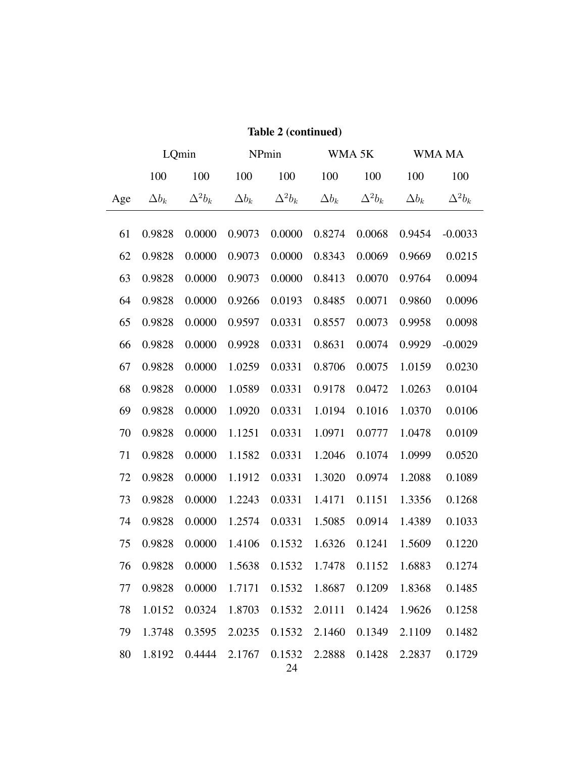**Table 2 (continued)**

| | LQmin | | NPmin | | WMA 5K | | WMA MA | |
|---|---|---|---|---|---|---|---|---|
| | 100 | 100 | 100 | 100 | 100 | 100 | 100 | 100 |
| Age | $\Delta b_k$ | $\Delta^2 b_k$ | $\Delta b_k$ | $\Delta^2 b_k$ | $\Delta b_k$ | $\Delta^2 b_k$ | $\Delta b_k$ | $\Delta^2 b_k$ |
| 61 | 0.9828 | 0.0000 | 0.9073 | 0.0000 | 0.8274 | 0.0068 | 0.9454 | -0.0033 |
| 62 | 0.9828 | 0.0000 | 0.9073 | 0.0000 | 0.8343 | 0.0069 | 0.9669 | 0.0215 |
| 63 | 0.9828 | 0.0000 | 0.9073 | 0.0000 | 0.8413 | 0.0070 | 0.9764 | 0.0094 |
| 64 | 0.9828 | 0.0000 | 0.9266 | 0.0193 | 0.8485 | 0.0071 | 0.9860 | 0.0096 |
| 65 | 0.9828 | 0.0000 | 0.9597 | 0.0331 | 0.8557 | 0.0073 | 0.9958 | 0.0098 |
| 66 | 0.9828 | 0.0000 | 0.9928 | 0.0331 | 0.8631 | 0.0074 | 0.9929 | -0.0029 |
| 67 | 0.9828 | 0.0000 | 1.0259 | 0.0331 | 0.8706 | 0.0075 | 1.0159 | 0.0230 |
| 68 | 0.9828 | 0.0000 | 1.0589 | 0.0331 | 0.9178 | 0.0472 | 1.0263 | 0.0104 |
| 69 | 0.9828 | 0.0000 | 1.0920 | 0.0331 | 1.0194 | 0.1016 | 1.0370 | 0.0106 |
| 70 | 0.9828 | 0.0000 | 1.1251 | 0.0331 | 1.0971 | 0.0777 | 1.0478 | 0.0109 |
| 71 | 0.9828 | 0.0000 | 1.1582 | 0.0331 | 1.2046 | 0.1074 | 1.0999 | 0.0520 |
| 72 | 0.9828 | 0.0000 | 1.1912 | 0.0331 | 1.3020 | 0.0974 | 1.2088 | 0.1089 |
| 73 | 0.9828 | 0.0000 | 1.2243 | 0.0331 | 1.4171 | 0.1151 | 1.3356 | 0.1268 |
| 74 | 0.9828 | 0.0000 | 1.2574 | 0.0331 | 1.5085 | 0.0914 | 1.4389 | 0.1033 |
| 75 | 0.9828 | 0.0000 | 1.4106 | 0.1532 | 1.6326 | 0.1241 | 1.5609 | 0.1220 |
| 76 | 0.9828 | 0.0000 | 1.5638 | 0.1532 | 1.7478 | 0.1152 | 1.6883 | 0.1274 |
| 77 | 0.9828 | 0.0000 | 1.7171 | 0.1532 | 1.8687 | 0.1209 | 1.8368 | 0.1485 |
| 78 | 1.0152 | 0.0324 | 1.8703 | 0.1532 | 2.0111 | 0.1424 | 1.9626 | 0.1258 |
| 79 | 1.3748 | 0.3595 | 2.0235 | 0.1532 | 2.1460 | 0.1349 | 2.1109 | 0.1482 |
| 80 | 1.8192 | 0.4444 | 2.1767 | 0.1532 | 2.2888 | 0.1428 | 2.2837 | 0.1729 |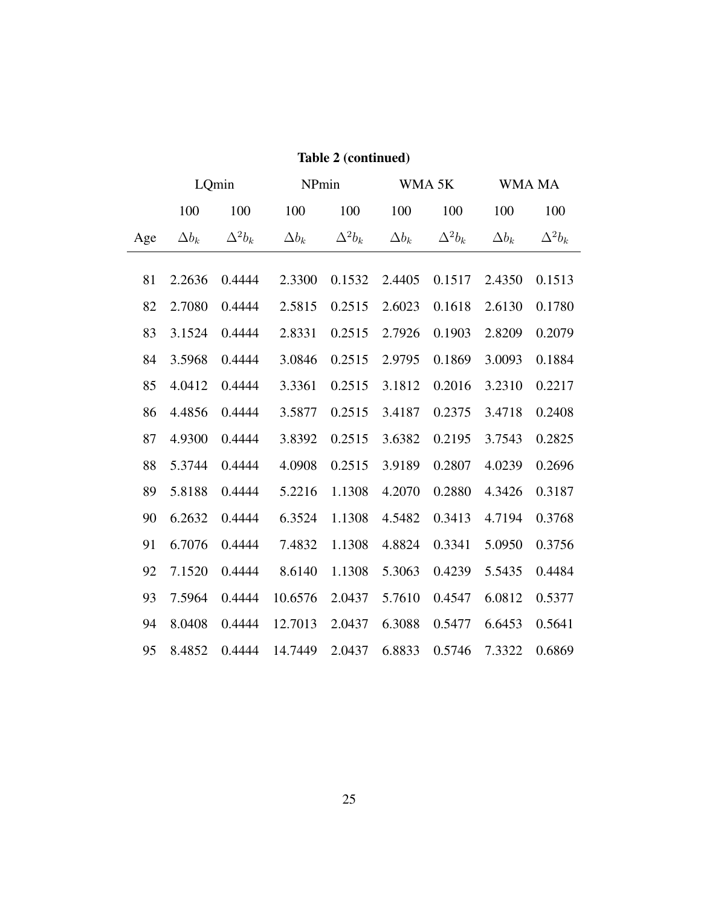**Table 2 (continued)**

| | LQmin | | NPmin | | WMA 5K | | WMA MA | |
|---|---|---|---|---|---|---|---|---|
| | 100 | 100 | 100 | 100 | 100 | 100 | 100 | 100 |
| Age | $\Delta b_k$ | $\Delta^2 b_k$ | $\Delta b_k$ | $\Delta^2 b_k$ | $\Delta b_k$ | $\Delta^2 b_k$ | $\Delta b_k$ | $\Delta^2 b_k$ |
| 81 | 2.2636 | 0.4444 | 2.3300 | 0.1532 | 2.4405 | 0.1517 | 2.4350 | 0.1513 |
| 82 | 2.7080 | 0.4444 | 2.5815 | 0.2515 | 2.6023 | 0.1618 | 2.6130 | 0.1780 |
| 83 | 3.1524 | 0.4444 | 2.8331 | 0.2515 | 2.7926 | 0.1903 | 2.8209 | 0.2079 |
| 84 | 3.5968 | 0.4444 | 3.0846 | 0.2515 | 2.9795 | 0.1869 | 3.0093 | 0.1884 |
| 85 | 4.0412 | 0.4444 | 3.3361 | 0.2515 | 3.1812 | 0.2016 | 3.2310 | 0.2217 |
| 86 | 4.4856 | 0.4444 | 3.5877 | 0.2515 | 3.4187 | 0.2375 | 3.4718 | 0.2408 |
| 87 | 4.9300 | 0.4444 | 3.8392 | 0.2515 | 3.6382 | 0.2195 | 3.7543 | 0.2825 |
| 88 | 5.3744 | 0.4444 | 4.0908 | 0.2515 | 3.9189 | 0.2807 | 4.0239 | 0.2696 |
| 89 | 5.8188 | 0.4444 | 5.2216 | 1.1308 | 4.2070 | 0.2880 | 4.3426 | 0.3187 |
| 90 | 6.2632 | 0.4444 | 6.3524 | 1.1308 | 4.5482 | 0.3413 | 4.7194 | 0.3768 |
| 91 | 6.7076 | 0.4444 | 7.4832 | 1.1308 | 4.8824 | 0.3341 | 5.0950 | 0.3756 |
| 92 | 7.1520 | 0.4444 | 8.6140 | 1.1308 | 5.3063 | 0.4239 | 5.5435 | 0.4484 |
| 93 | 7.5964 | 0.4444 | 10.6576 | 2.0437 | 5.7610 | 0.4547 | 6.0812 | 0.5377 |
| 94 | 8.0408 | 0.4444 | 12.7013 | 2.0437 | 6.3088 | 0.5477 | 6.6453 | 0.5641 |
| 95 | 8.4852 | 0.4444 | 14.7449 | 2.0437 | 6.8833 | 0.5746 | 7.3322 | 0.6869 |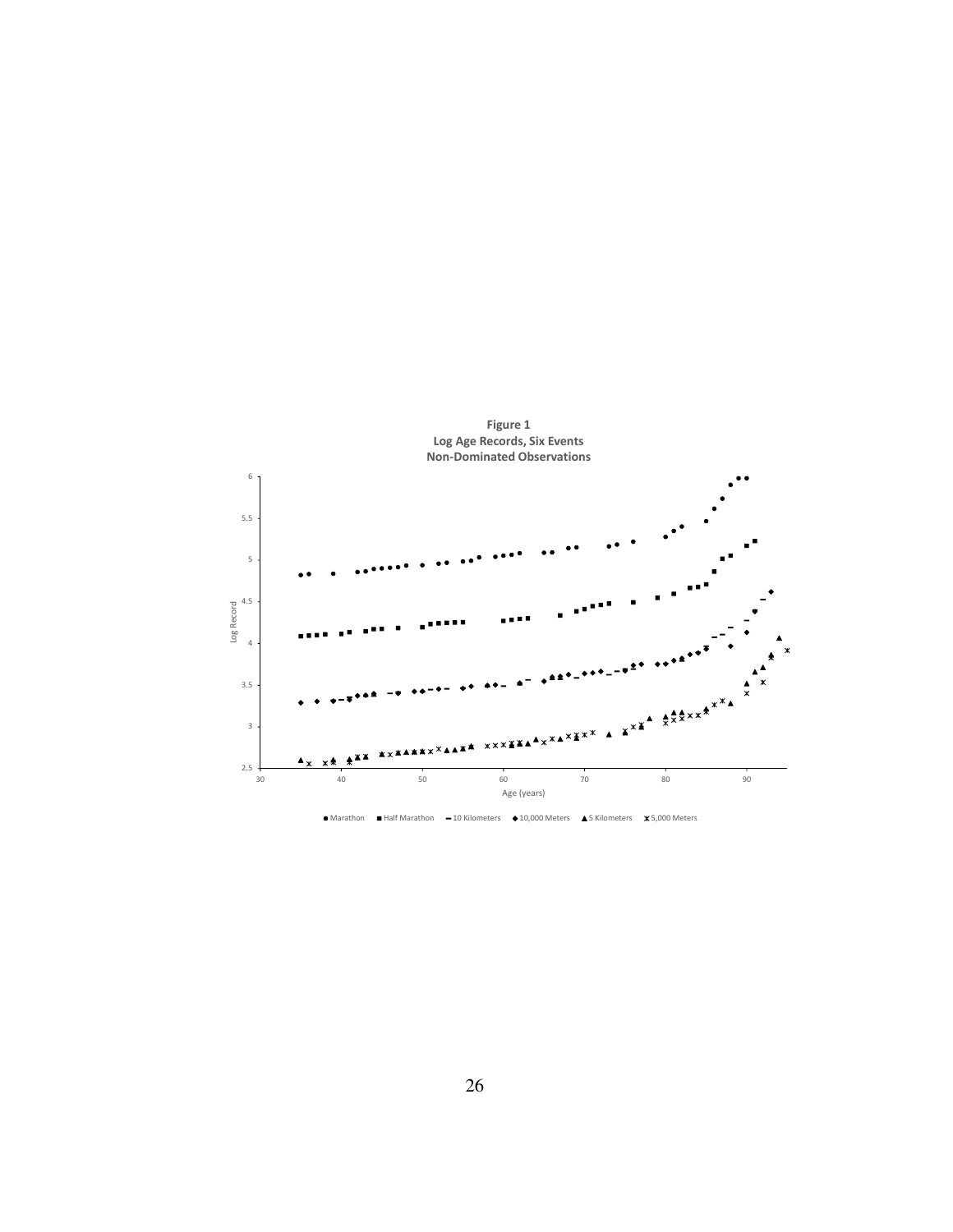**Figure 1**
**Log Age Records, Six Events**
**Non-Dominated Observations**

Log Record

Age (years)

● Marathon ■ Half Marathon − 10 Kilometers ◆ 10,000 Meters ▲ 5 Kilometers ✱ 5,000 Meters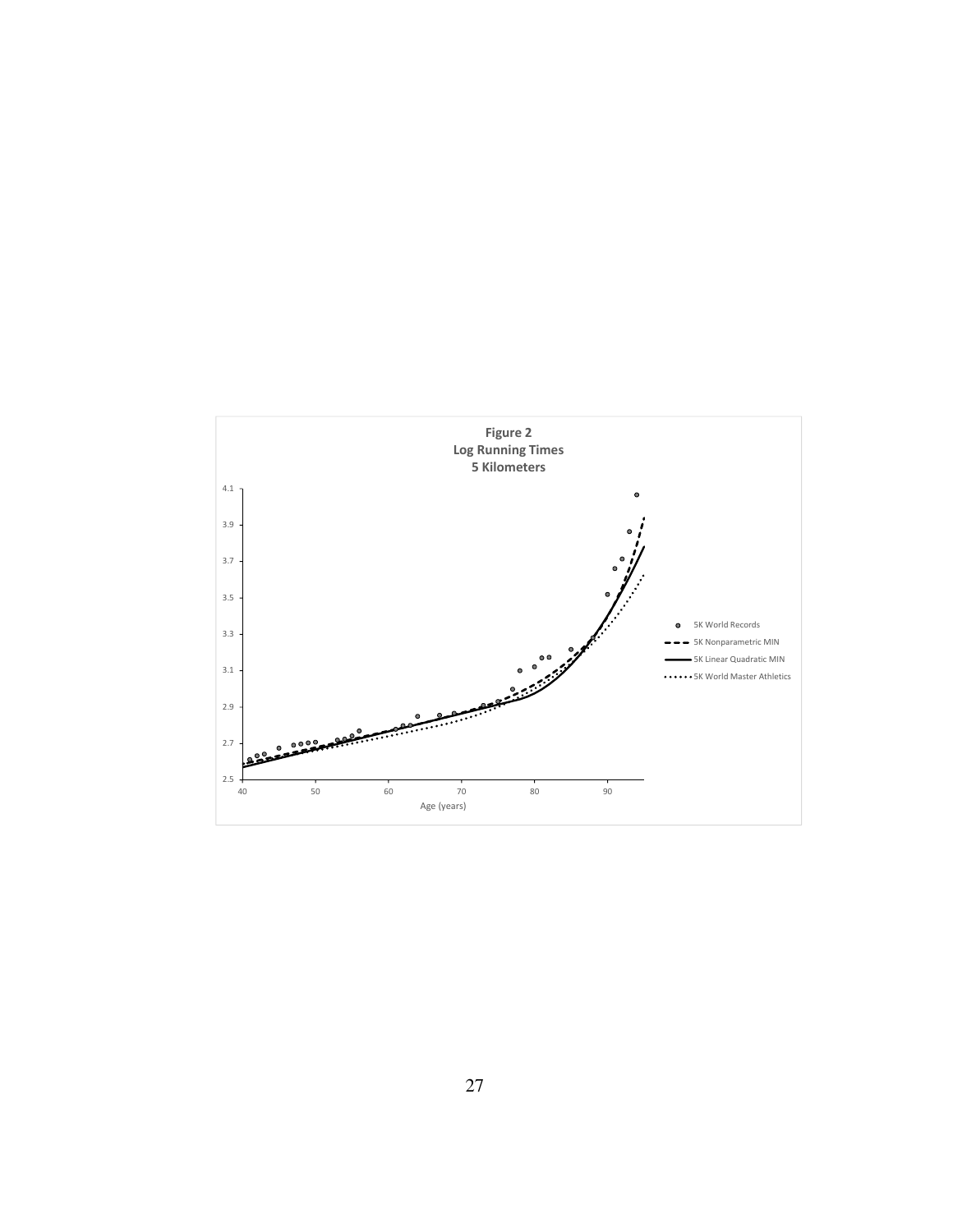**Figure 2**
**Log Running Times**
**5 Kilometers**

4.1
3.9
3.7
3.5
3.3
3.1
2.9
2.7
2.5

40 50 60 70 80 90

Age (years)

- 5K World Records
- 5K Nonparametric MIN
- 5K Linear Quadratic MIN
- 5K World Master Athletics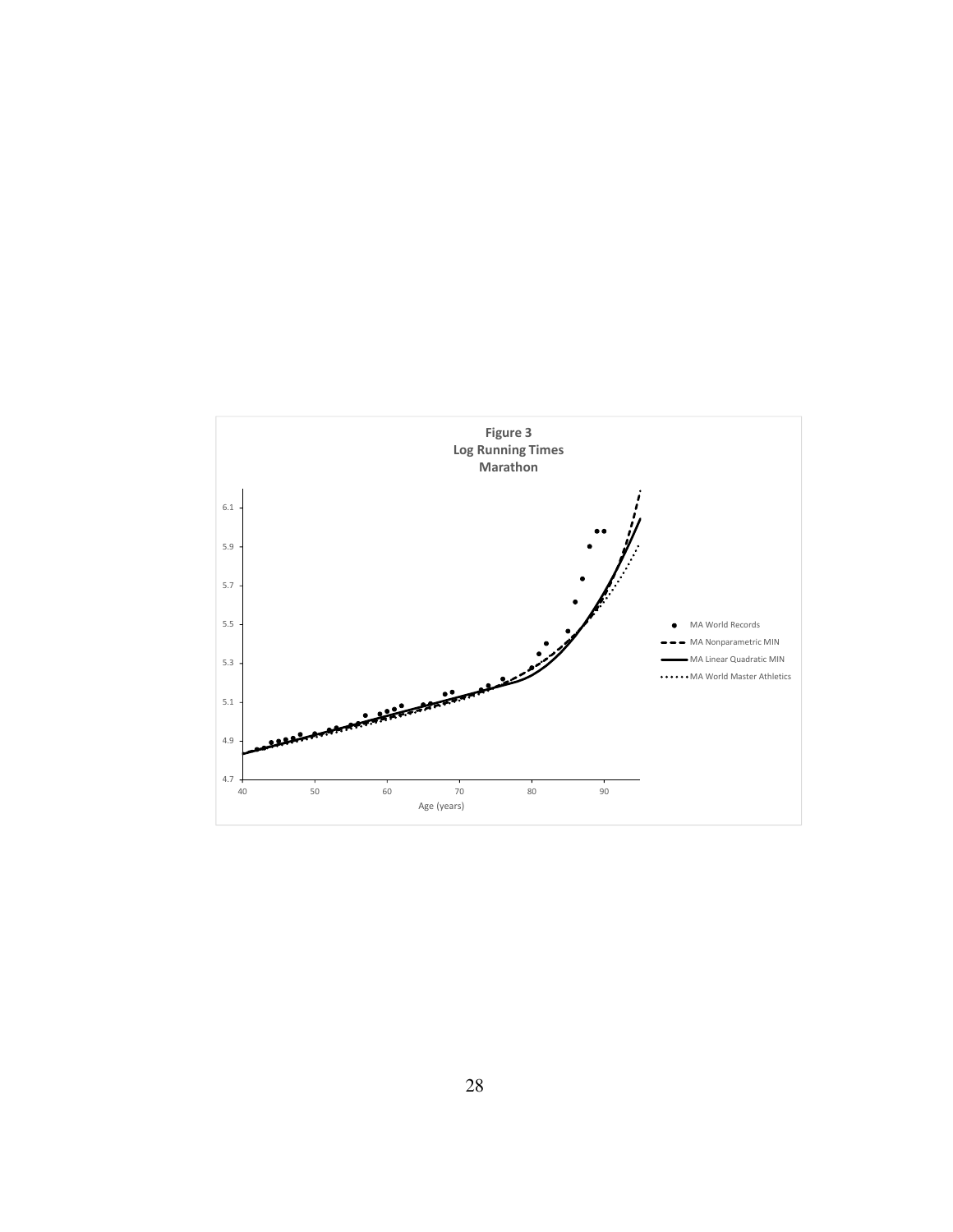**Figure 3**
**Log Running Times**
**Marathon**

6.1
5.9
5.7
5.5
5.3
5.1
4.9
4.7

40 50 60 70 80 90

Age (years)

MA World Records
MA Nonparametric MIN
MA Linear Quadratic MIN
MA World Master Athletics